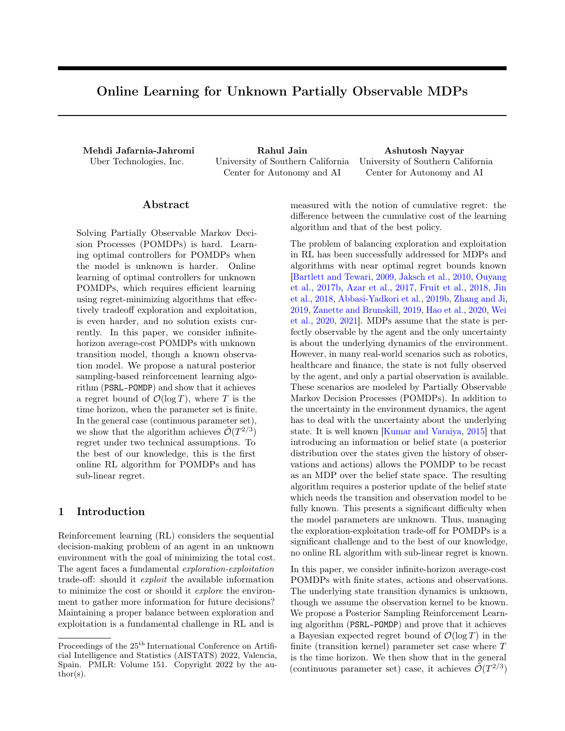# Online Learning for Unknown Partially Observable MDPs

**Mehdi Jafarnia-Jahromi**
Uber Technologies, Inc.

**Rahul Jain**
University of Southern California
Center for Autonomy and AI

**Ashutosh Nayyar**
University of Southern California
Center for Autonomy and AI

## Abstract

Solving Partially Observable Markov Decision Processes (POMDPs) is hard. Learning optimal controllers for POMDPs when the model is unknown is harder. Online learning of optimal controllers for unknown POMDPs, which requires efficient learning using regret-minimizing algorithms that effectively tradeoff exploration and exploitation, is even harder, and no solution exists currently. In this paper, we consider infinite-horizon average-cost POMDPs with unknown transition model, though a known observation model. We propose a natural posterior sampling-based reinforcement learning algorithm (PSRL-POMDP) and show that it achieves a regret bound of $\mathcal{O}(\log T)$, where $T$ is the time horizon, when the parameter set is finite. In the general case (continuous parameter set), we show that the algorithm achieves $\tilde{\mathcal{O}}(T^{2/3})$ regret under two technical assumptions. To the best of our knowledge, this is the first online RL algorithm for POMDPs and has sub-linear regret.

## 1 Introduction

Reinforcement learning (RL) considers the sequential decision-making problem of an agent in an unknown environment with the goal of minimizing the total cost. The agent faces a fundamental *exploration-exploitation* trade-off: should it *exploit* the available information to minimize the cost or should it *explore* the environment to gather more information for future decisions? Maintaining a proper balance between exploration and exploitation is a fundamental challenge in RL and is measured with the notion of cumulative regret: the difference between the cumulative cost of the learning algorithm and that of the best policy.

The problem of balancing exploration and exploitation in RL has been successfully addressed for MDPs and algorithms with near optimal regret bounds known [Bartlett and Tewari, 2009, Jaksch et al., 2010, Ouyang et al., 2017b, Azar et al., 2017, Fruit et al., 2018, Jin et al., 2018, Abbasi-Yadkori et al., 2019b, Zhang and Ji, 2019, Zanette and Brunskill, 2019, Hao et al., 2020, Wei et al., 2020, 2021]. MDPs assume that the state is perfectly observable by the agent and the only uncertainty is about the underlying dynamics of the environment. However, in many real-world scenarios such as robotics, healthcare and finance, the state is not fully observed by the agent, and only a partial observation is available. These scenarios are modeled by Partially Observable Markov Decision Processes (POMDPs). In addition to the uncertainty in the environment dynamics, the agent has to deal with the uncertainty about the underlying state. It is well known [Kumar and Varaiya, 2015] that introducing an information or belief state (a posterior distribution over the states given the history of observations and actions) allows the POMDP to be recast as an MDP over the belief state space. The resulting algorithm requires a posterior update of the belief state which needs the transition and observation model to be fully known. This presents a significant difficulty when the model parameters are unknown. Thus, managing the exploration-exploitation trade-off for POMDPs is a significant challenge and to the best of our knowledge, no online RL algorithm with sub-linear regret is known.

In this paper, we consider infinite-horizon average-cost POMDPs with finite states, actions and observations. The underlying state transition dynamics is unknown, though we assume the observation kernel to be known. We propose a Posterior Sampling Reinforcement Learning algorithm (PSRL-POMDP) and prove that it achieves a Bayesian expected regret bound of $\mathcal{O}(\log T)$ in the finite (transition kernel) parameter set case where $T$ is the time horizon. We then show that in the general (continuous parameter set) case, it achieves $\tilde{\mathcal{O}}(T^{2/3})$

---

Proceedings of the 25[th] International Conference on Artificial Intelligence and Statistics (AISTATS) 2022, Valencia, Spain. PMLR: Volume 151. Copyright 2022 by the author(s).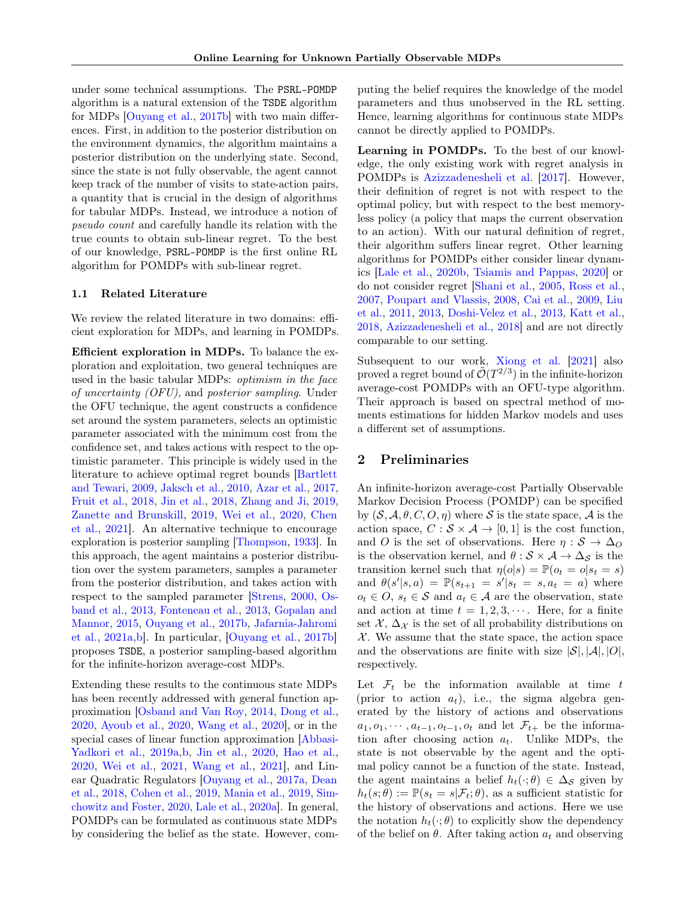under some technical assumptions. The PSRL-POMDP algorithm is a natural extension of the TSDE algorithm for MDPs [Ouyang et al., 2017b] with two main differences. First, in addition to the posterior distribution on the environment dynamics, the algorithm maintains a posterior distribution on the underlying state. Second, since the state is not fully observable, the agent cannot keep track of the number of visits to state-action pairs, a quantity that is crucial in the design of algorithms for tabular MDPs. Instead, we introduce a notion of *pseudo count* and carefully handle its relation with the true counts to obtain sub-linear regret. To the best of our knowledge, PSRL-POMDP is the first online RL algorithm for POMDPs with sub-linear regret.

### 1.1 Related Literature

We review the related literature in two domains: efficient exploration for MDPs, and learning in POMDPs.

**Efficient exploration in MDPs.** To balance the exploration and exploitation, two general techniques are used in the basic tabular MDPs: *optimism in the face of uncertainty (OFU)*, and *posterior sampling*. Under the OFU technique, the agent constructs a confidence set around the system parameters, selects an optimistic parameter associated with the minimum cost from the confidence set, and takes actions with respect to the optimistic parameter. This principle is widely used in the literature to achieve optimal regret bounds [Bartlett and Tewari, 2009, Jaksch et al., 2010, Azar et al., 2017, Fruit et al., 2018, Jin et al., 2018, Zhang and Ji, 2019, Zanette and Brunskill, 2019, Wei et al., 2020, Chen et al., 2021]. An alternative technique to encourage exploration is posterior sampling [Thompson, 1933]. In this approach, the agent maintains a posterior distribution over the system parameters, samples a parameter from the posterior distribution, and takes action with respect to the sampled parameter [Strens, 2000, Osband et al., 2013, Fonteneau et al., 2013, Gopalan and Mannor, 2015, Ouyang et al., 2017b, Jafarnia-Jahromi et al., 2021a,b]. In particular, [Ouyang et al., 2017b] proposes TSDE, a posterior sampling-based algorithm for the infinite-horizon average-cost MDPs.

Extending these results to the continuous state MDPs has been recently addressed with general function approximation [Osband and Van Roy, 2014, Dong et al., 2020, Ayoub et al., 2020, Wang et al., 2020], or in the special cases of linear function approximation [Abbasi-Yadkori et al., 2019a,b, Jin et al., 2020, Hao et al., 2020, Wei et al., 2021, Wang et al., 2021], and Linear Quadratic Regulators [Ouyang et al., 2017a, Dean et al., 2018, Cohen et al., 2019, Mania et al., 2019, Simchowitz and Foster, 2020, Lale et al., 2020a]. In general, POMDPs can be formulated as continuous state MDPs by considering the belief as the state. However, computing the belief requires the knowledge of the model parameters and thus unobserved in the RL setting. Hence, learning algorithms for continuous state MDPs cannot be directly applied to POMDPs.

**Learning in POMDPs.** To the best of our knowledge, the only existing work with regret analysis in POMDPs is Azizzadenesheli et al. [2017]. However, their definition of regret is not with respect to the optimal policy, but with respect to the best memoryless policy (a policy that maps the current observation to an action). With our natural definition of regret, their algorithm suffers linear regret. Other learning algorithms for POMDPs either consider linear dynamics [Lale et al., 2020b, Tsiamis and Pappas, 2020] or do not consider regret [Shani et al., 2005, Ross et al., 2007, Poupart and Vlassis, 2008, Cai et al., 2009, Liu et al., 2011, 2013, Doshi-Velez et al., 2013, Katt et al., 2018, Azizzadenesheli et al., 2018] and are not directly comparable to our setting.

Subsequent to our work, Xiong et al. [2021] also proved a regret bound of $\tilde{\mathcal{O}}(T^{2/3})$ in the infinite-horizon average-cost POMDPs with an OFU-type algorithm. Their approach is based on spectral method of moments estimations for hidden Markov models and uses a different set of assumptions.

## 2 Preliminaries

An infinite-horizon average-cost Partially Observable Markov Decision Process (POMDP) can be specified by $(\mathcal{S}, \mathcal{A}, \theta, C, O, \eta)$ where $\mathcal{S}$ is the state space, $\mathcal{A}$ is the action space, $C : \mathcal{S} \times \mathcal{A} \to [0, 1]$ is the cost function, and $O$ is the set of observations. Here $\eta : \mathcal{S} \to \Delta_O$ is the observation kernel, and $\theta : \mathcal{S} \times \mathcal{A} \to \Delta_{\mathcal{S}}$ is the transition kernel such that $\eta(o|s) = \mathbb{P}(o_t = o|s_t = s)$ and $\theta(s'|s, a) = \mathbb{P}(s_{t+1} = s'|s_t = s, a_t = a)$ where $o_t \in O$, $s_t \in \mathcal{S}$ and $a_t \in \mathcal{A}$ are the observation, state and action at time $t = 1, 2, 3, \cdots$. Here, for a finite set $\mathcal{X}$, $\Delta_{\mathcal{X}}$ is the set of all probability distributions on $\mathcal{X}$. We assume that the state space, the action space and the observations are finite with size $|\mathcal{S}|, |\mathcal{A}|, |O|$, respectively.

Let $\mathcal{F}_t$ be the information available at time $t$ (prior to action $a_t$), i.e., the sigma algebra generated by the history of actions and observations $a_1, o_1, \cdots, a_{t-1}, o_{t-1}, o_t$ and let $\mathcal{F}_{t+}$ be the information after choosing action $a_t$. Unlike MDPs, the state is not observable by the agent and the optimal policy cannot be a function of the state. Instead, the agent maintains a belief $h_t(\cdot; \theta) \in \Delta_{\mathcal{S}}$ given by $h_t(s; \theta) := \mathbb{P}(s_t = s|\mathcal{F}_t; \theta)$, as a sufficient statistic for the history of observations and actions. Here we use the notation $h_t(\cdot; \theta)$ to explicitly show the dependency of the belief on $\theta$. After taking action $a_t$ and observing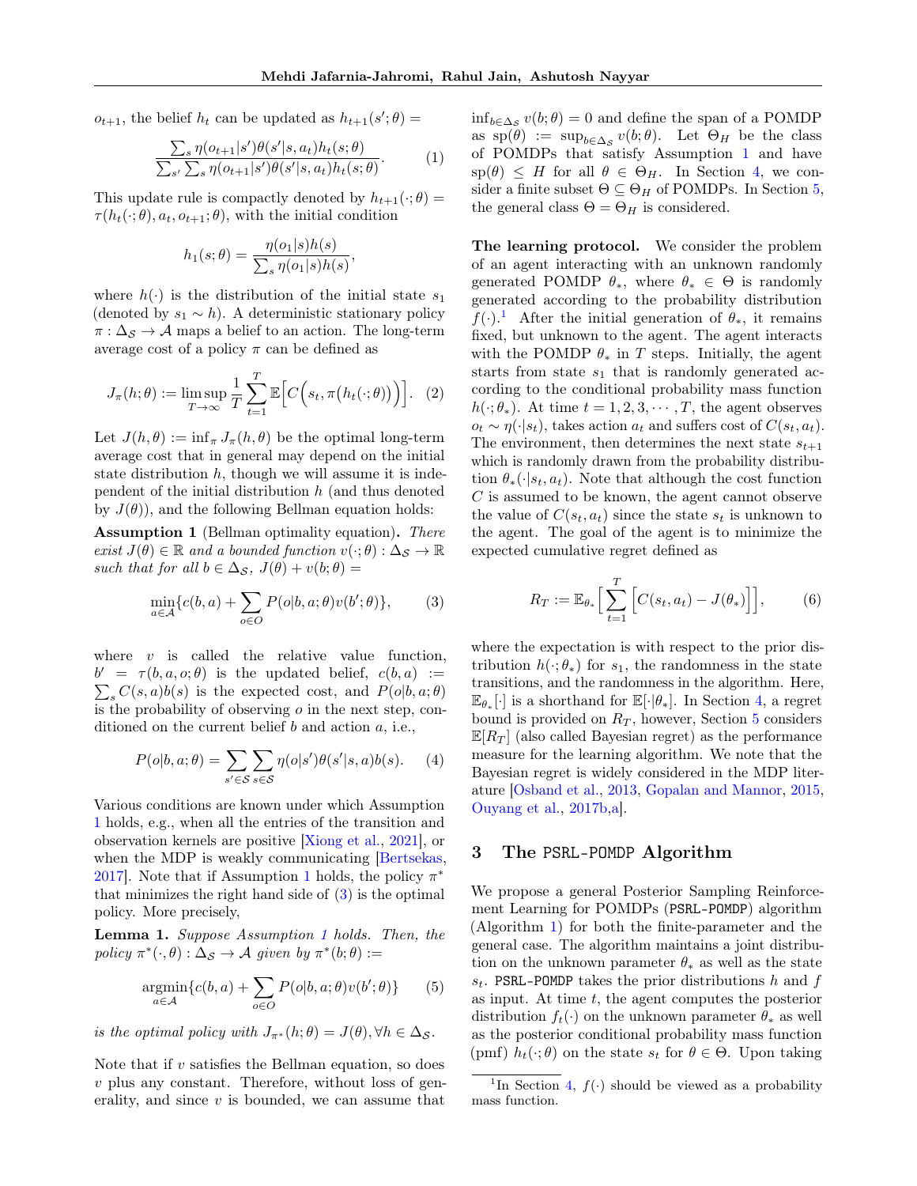$o_{t+1}$, the belief $h_t$ can be updated as $h_{t+1}(s';\theta) =$

$$\frac{\sum_s \eta(o_{t+1}|s')\theta(s'|s,a_t)h_t(s;\theta)}{\sum_{s'}\sum_s \eta(o_{t+1}|s')\theta(s'|s,a_t)h_t(s;\theta)}. \quad (1)$$

This update rule is compactly denoted by $h_{t+1}(\cdot;\theta) = \tau(h_t(\cdot;\theta), a_t, o_{t+1};\theta)$, with the initial condition

$$h_1(s;\theta) = \frac{\eta(o_1|s)h(s)}{\sum_s \eta(o_1|s)h(s)},$$

where $h(\cdot)$ is the distribution of the initial state $s_1$ (denoted by $s_1 \sim h$). A deterministic stationary policy $\pi : \Delta_{\mathcal{S}} \to \mathcal{A}$ maps a belief to an action. The long-term average cost of a policy $\pi$ can be defined as

$$J_\pi(h;\theta) := \limsup_{T\to\infty} \frac{1}{T}\sum_{t=1}^{T} \mathbb{E}\Big[C\Big(s_t, \pi\big(h_t(\cdot;\theta)\big)\Big)\Big]. \quad (2)$$

Let $J(h,\theta) := \inf_\pi J_\pi(h,\theta)$ be the optimal long-term average cost that in general may depend on the initial state distribution $h$, though we will assume it is independent of the initial distribution $h$ (and thus denoted by $J(\theta)$), and the following Bellman equation holds:

**Assumption 1** (Bellman optimality equation)**.** *There exist $J(\theta) \in \mathbb{R}$ and a bounded function $v(\cdot;\theta) : \Delta_{\mathcal{S}} \to \mathbb{R}$ such that for all $b \in \Delta_{\mathcal{S}}$, $J(\theta) + v(b;\theta) =$*

$$\min_{a\in\mathcal{A}}\{c(b,a) + \sum_{o\in O} P(o|b,a;\theta)v(b';\theta)\}, \quad (3)$$

where $v$ is called the relative value function, $b' = \tau(b,a,o;\theta)$ is the updated belief, $c(b,a) := \sum_s C(s,a)b(s)$ is the expected cost, and $P(o|b,a;\theta)$ is the probability of observing $o$ in the next step, conditioned on the current belief $b$ and action $a$, i.e.,

$$P(o|b,a;\theta) = \sum_{s'\in\mathcal{S}}\sum_{s\in\mathcal{S}} \eta(o|s')\theta(s'|s,a)b(s). \quad (4)$$

Various conditions are known under which Assumption 1 holds, e.g., when all the entries of the transition and observation kernels are positive [Xiong et al., 2021], or when the MDP is weakly communicating [Bertsekas, 2017]. Note that if Assumption 1 holds, the policy $\pi^*$ that minimizes the right hand side of (3) is the optimal policy. More precisely,

**Lemma 1.** *Suppose Assumption 1 holds. Then, the policy $\pi^*(\cdot,\theta) : \Delta_{\mathcal{S}} \to \mathcal{A}$ given by $\pi^*(b;\theta) :=$*

$$\operatorname*{argmin}_{a\in\mathcal{A}}\{c(b,a) + \sum_{o\in O} P(o|b,a;\theta)v(b';\theta)\} \quad (5)$$

*is the optimal policy with $J_{\pi^*}(h;\theta) = J(\theta), \forall h \in \Delta_{\mathcal{S}}$.*

Note that if $v$ satisfies the Bellman equation, so does $v$ plus any constant. Therefore, without loss of generality, and since $v$ is bounded, we can assume that $\inf_{b\in\Delta_{\mathcal{S}}} v(b;\theta) = 0$ and define the span of a POMDP as $\mathrm{sp}(\theta) := \sup_{b\in\Delta_{\mathcal{S}}} v(b;\theta)$. Let $\Theta_H$ be the class of POMDPs that satisfy Assumption 1 and have $\mathrm{sp}(\theta) \le H$ for all $\theta \in \Theta_H$. In Section 4, we consider a finite subset $\Theta \subseteq \Theta_H$ of POMDPs. In Section 5, the general class $\Theta = \Theta_H$ is considered.

**The learning protocol.** We consider the problem of an agent interacting with an unknown randomly generated POMDP $\theta_*$, where $\theta_* \in \Theta$ is randomly generated according to the probability distribution $f(\cdot)$.[1] After the initial generation of $\theta_*$, it remains fixed, but unknown to the agent. The agent interacts with the POMDP $\theta_*$ in $T$ steps. Initially, the agent starts from state $s_1$ that is randomly generated according to the conditional probability mass function $h(\cdot;\theta_*)$. At time $t = 1, 2, 3, \cdots, T$, the agent observes $o_t \sim \eta(\cdot|s_t)$, takes action $a_t$ and suffers cost of $C(s_t, a_t)$. The environment, then determines the next state $s_{t+1}$ which is randomly drawn from the probability distribution $\theta_*(\cdot|s_t, a_t)$. Note that although the cost function $C$ is assumed to be known, the agent cannot observe the value of $C(s_t, a_t)$ since the state $s_t$ is unknown to the agent. The goal of the agent is to minimize the expected cumulative regret defined as

$$R_T := \mathbb{E}_{\theta_*}\Big[\sum_{t=1}^{T}\Big[C(s_t,a_t) - J(\theta_*)\Big]\Big], \quad (6)$$

where the expectation is with respect to the prior distribution $h(\cdot;\theta_*)$ for $s_1$, the randomness in the state transitions, and the randomness in the algorithm. Here, $\mathbb{E}_{\theta_*}[\cdot]$ is a shorthand for $\mathbb{E}[\cdot|\theta_*]$. In Section 4, a regret bound is provided on $R_T$, however, Section 5 considers $\mathbb{E}[R_T]$ (also called Bayesian regret) as the performance measure for the learning algorithm. We note that the Bayesian regret is widely considered in the MDP literature [Osband et al., 2013, Gopalan and Mannor, 2015, Ouyang et al., 2017b,a].

## 3 The PSRL-POMDP Algorithm

We propose a general Posterior Sampling Reinforcement Learning for POMDPs (PSRL-POMDP) algorithm (Algorithm 1) for both the finite-parameter and the general case. The algorithm maintains a joint distribution on the unknown parameter $\theta_*$ as well as the state $s_t$. PSRL-POMDP takes the prior distributions $h$ and $f$ as input. At time $t$, the agent computes the posterior distribution $f_t(\cdot)$ on the unknown parameter $\theta_*$ as well as the posterior conditional probability mass function (pmf) $h_t(\cdot;\theta)$ on the state $s_t$ for $\theta \in \Theta$. Upon taking

[1] In Section 4, $f(\cdot)$ should be viewed as a probability mass function.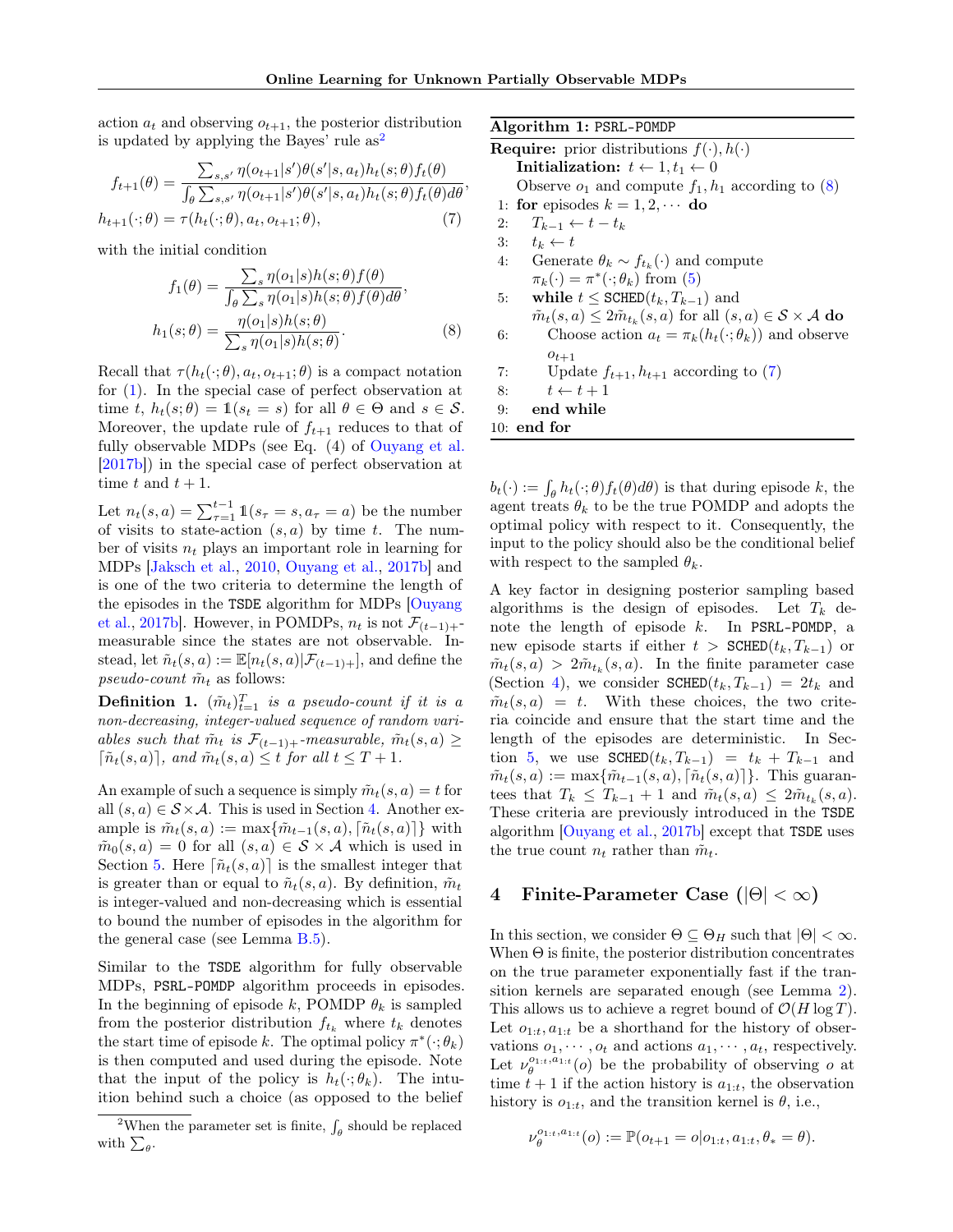action $a_t$ and observing $o_{t+1}$, the posterior distribution is updated by applying the Bayes' rule as[2]

$$f_{t+1}(\theta) = \frac{\sum_{s,s'} \eta(o_{t+1}|s')\theta(s'|s,a_t)h_t(s;\theta)f_t(\theta)}{\int_\theta \sum_{s,s'} \eta(o_{t+1}|s')\theta(s'|s,a_t)h_t(s;\theta)f_t(\theta)d\theta},$$
$$h_{t+1}(\cdot;\theta) = \tau(h_t(\cdot;\theta), a_t, o_{t+1};\theta), \tag{7}$$

with the initial condition

$$f_1(\theta) = \frac{\sum_s \eta(o_1|s)h(s;\theta)f(\theta)}{\int_\theta \sum_s \eta(o_1|s)h(s;\theta)f(\theta)d\theta},$$
$$h_1(s;\theta) = \frac{\eta(o_1|s)h(s;\theta)}{\sum_s \eta(o_1|s)h(s;\theta)}. \tag{8}$$

Recall that $\tau(h_t(\cdot;\theta), a_t, o_{t+1};\theta)$ is a compact notation for (1). In the special case of perfect observation at time $t$, $h_t(s;\theta) = \mathbb{1}(s_t = s)$ for all $\theta \in \Theta$ and $s \in \mathcal{S}$. Moreover, the update rule of $f_{t+1}$ reduces to that of fully observable MDPs (see Eq. (4) of Ouyang et al. [2017b]) in the special case of perfect observation at time $t$ and $t+1$.

Let $n_t(s,a) = \sum_{\tau=1}^{t-1} \mathbb{1}(s_\tau = s, a_\tau = a)$ be the number of visits to state-action $(s,a)$ by time $t$. The number of visits $n_t$ plays an important role in learning for MDPs [Jaksch et al., 2010, Ouyang et al., 2017b] and is one of the two criteria to determine the length of the episodes in the TSDE algorithm for MDPs [Ouyang et al., 2017b]. However, in POMDPs, $n_t$ is not $\mathcal{F}_{(t-1)+}$-measurable since the states are not observable. Instead, let $\tilde{n}_t(s,a) := \mathbb{E}[n_t(s,a)|\mathcal{F}_{(t-1)+}]$, and define the *pseudo-count* $\tilde{m}_t$ as follows:

**Definition 1.** *$(\tilde{m}_t)_{t=1}^T$ is a pseudo-count if it is a non-decreasing, integer-valued sequence of random variables such that $\tilde{m}_t$ is $\mathcal{F}_{(t-1)+}$-measurable, $\tilde{m}_t(s,a) \geq \lceil \tilde{n}_t(s,a) \rceil$, and $\tilde{m}_t(s,a) \leq t$ for all $t \leq T+1$.*

An example of such a sequence is simply $\tilde{m}_t(s,a) = t$ for all $(s,a) \in \mathcal{S}\times\mathcal{A}$. This is used in Section 4. Another example is $\tilde{m}_t(s,a) := \max\{\tilde{m}_{t-1}(s,a), \lceil \tilde{n}_t(s,a) \rceil\}$ with $\tilde{m}_0(s,a) = 0$ for all $(s,a) \in \mathcal{S}\times\mathcal{A}$ which is used in Section 5. Here $\lceil \tilde{n}_t(s,a) \rceil$ is the smallest integer that is greater than or equal to $\tilde{n}_t(s,a)$. By definition, $\tilde{m}_t$ is integer-valued and non-decreasing which is essential to bound the number of episodes in the algorithm for the general case (see Lemma B.5).

Similar to the TSDE algorithm for fully observable MDPs, PSRL-POMDP algorithm proceeds in episodes. In the beginning of episode $k$, POMDP $\theta_k$ is sampled from the posterior distribution $f_{t_k}$ where $t_k$ denotes the start time of episode $k$. The optimal policy $\pi^*(\cdot;\theta_k)$ is then computed and used during the episode. Note that the input of the policy is $h_t(\cdot;\theta_k)$. The intuition behind such a choice (as opposed to the belief $b_t(\cdot) := \int_\theta h_t(\cdot;\theta)f_t(\theta)d\theta$) is that during episode $k$, the agent treats $\theta_k$ to be the true POMDP and adopts the optimal policy with respect to it. Consequently, the input to the policy should also be the conditional belief with respect to the sampled $\theta_k$.

[2] When the parameter set is finite, $\int_\theta$ should be replaced with $\sum_\theta$.

**Algorithm 1:** PSRL-POMDP

```
Require: prior distributions f(·), h(·)
   Initialization: t ← 1, t_1 ← 0
   Observe o_1 and compute f_1, h_1 according to (8)
 1: for episodes k = 1, 2, ··· do
 2:    T_{k-1} ← t − t_k
 3:    t_k ← t
 4:    Generate θ_k ~ f_{t_k}(·) and compute
       π_k(·) = π*(·; θ_k) from (5)
 5:    while t ≤ SCHED(t_k, T_{k-1}) and
       m̃_t(s,a) ≤ 2 m̃_{t_k}(s,a) for all (s,a) ∈ S × A do
 6:       Choose action a_t = π_k(h_t(·; θ_k)) and observe
          o_{t+1}
 7:       Update f_{t+1}, h_{t+1} according to (7)
 8:       t ← t + 1
 9:    end while
10: end for
```

A key factor in designing posterior sampling based algorithms is the design of episodes. Let $T_k$ denote the length of episode $k$. In PSRL-POMDP, a new episode starts if either $t >$ SCHED$(t_k, T_{k-1})$ or $\tilde{m}_t(s,a) > 2\tilde{m}_{t_k}(s,a)$. In the finite parameter case (Section 4), we consider SCHED$(t_k, T_{k-1}) = 2t_k$ and $\tilde{m}_t(s,a) = t$. With these choices, the two criteria coincide and ensure that the start time and the length of the episodes are deterministic. In Section 5, we use SCHED$(t_k, T_{k-1}) = t_k + T_{k-1}$ and $\tilde{m}_t(s,a) := \max\{\tilde{m}_{t-1}(s,a), \lceil \tilde{n}_t(s,a) \rceil\}$. This guarantees that $T_k \leq T_{k-1} + 1$ and $\tilde{m}_t(s,a) \leq 2\tilde{m}_{t_k}(s,a)$. These criteria are previously introduced in the TSDE algorithm [Ouyang et al., 2017b] except that TSDE uses the true count $n_t$ rather than $\tilde{m}_t$.

# 4 Finite-Parameter Case ($|\Theta| < \infty$)

In this section, we consider $\Theta \subseteq \Theta_H$ such that $|\Theta| < \infty$. When $\Theta$ is finite, the posterior distribution concentrates on the true parameter exponentially fast if the transition kernels are separated enough (see Lemma 2). This allows us to achieve a regret bound of $\mathcal{O}(H \log T)$. Let $o_{1:t}, a_{1:t}$ be a shorthand for the history of observations $o_1, \cdots, o_t$ and actions $a_1, \cdots, a_t$, respectively. Let $\nu_\theta^{o_{1:t},a_{1:t}}(o)$ be the probability of observing $o$ at time $t+1$ if the action history is $a_{1:t}$, the observation history is $o_{1:t}$, and the transition kernel is $\theta$, i.e.,

$$\nu_\theta^{o_{1:t},a_{1:t}}(o) := \mathbb{P}(o_{t+1} = o|o_{1:t}, a_{1:t}, \theta_* = \theta).$$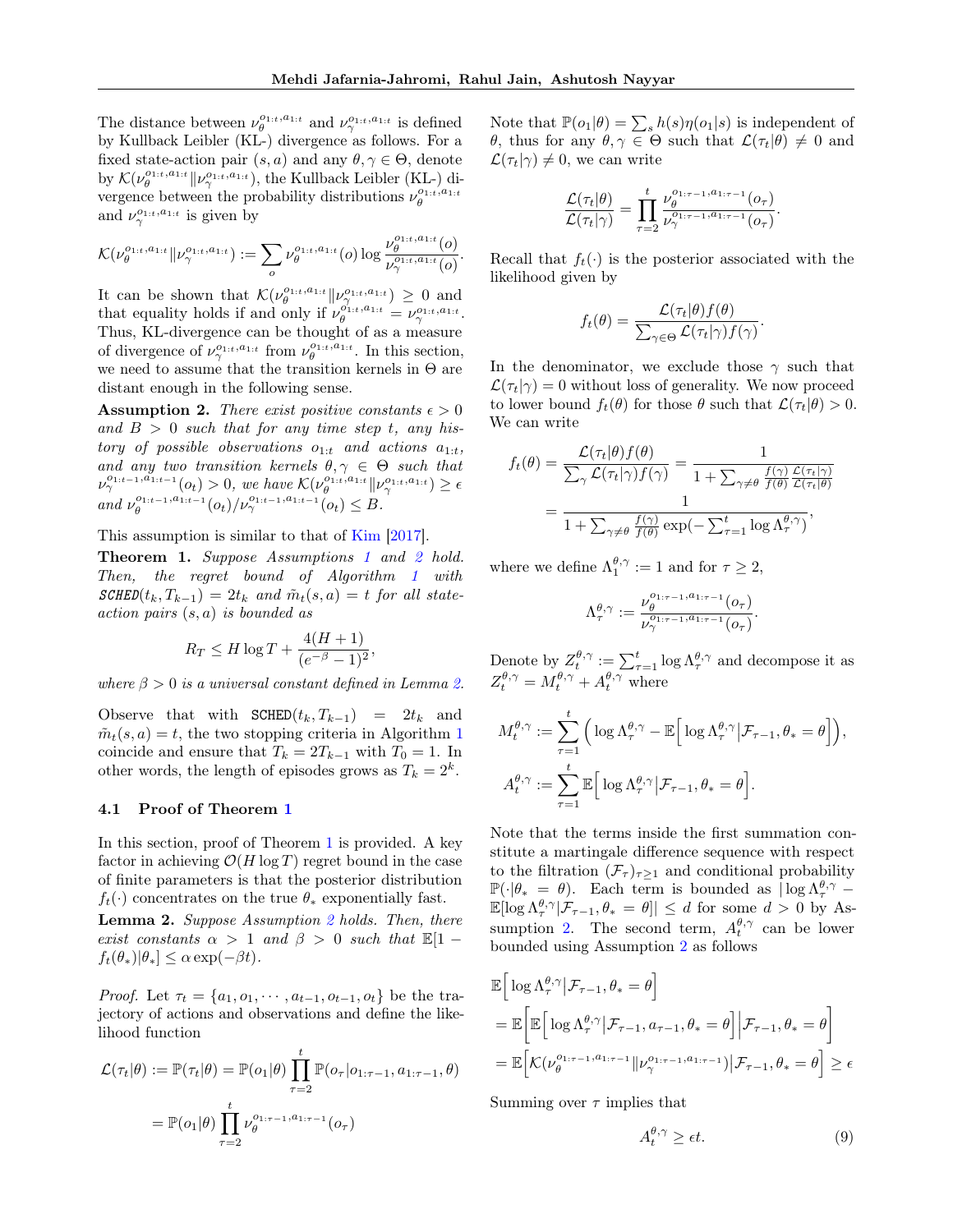The distance between $\nu_\theta^{o_{1:t},a_{1:t}}$ and $\nu_\gamma^{o_{1:t},a_{1:t}}$ is defined by Kullback Leibler (KL-) divergence as follows. For a fixed state-action pair $(s,a)$ and any $\theta, \gamma \in \Theta$, denote by $\mathcal{K}(\nu_\theta^{o_{1:t},a_{1:t}} \| \nu_\gamma^{o_{1:t},a_{1:t}})$, the Kullback Leibler (KL-) divergence between the probability distributions $\nu_\theta^{o_{1:t},a_{1:t}}$ and $\nu_\gamma^{o_{1:t},a_{1:t}}$ is given by

$$\mathcal{K}(\nu_\theta^{o_{1:t},a_{1:t}} \| \nu_\gamma^{o_{1:t},a_{1:t}}) := \sum_o \nu_\theta^{o_{1:t},a_{1:t}}(o) \log \frac{\nu_\theta^{o_{1:t},a_{1:t}}(o)}{\nu_\gamma^{o_{1:t},a_{1:t}}(o)}.$$

It can be shown that $\mathcal{K}(\nu_\theta^{o_{1:t},a_{1:t}} \| \nu_\gamma^{o_{1:t},a_{1:t}}) \geq 0$ and that equality holds if and only if $\nu_\theta^{o_{1:t},a_{1:t}} = \nu_\gamma^{o_{1:t},a_{1:t}}$. Thus, KL-divergence can be thought of as a measure of divergence of $\nu_\gamma^{o_{1:t},a_{1:t}}$ from $\nu_\theta^{o_{1:t},a_{1:t}}$. In this section, we need to assume that the transition kernels in $\Theta$ are distant enough in the following sense.

**Assumption 2.** *There exist positive constants $\epsilon > 0$ and $B > 0$ such that for any time step $t$, any history of possible observations $o_{1:t}$ and actions $a_{1:t}$, and any two transition kernels $\theta, \gamma \in \Theta$ such that $\nu_\gamma^{o_{1:t-1},a_{1:t-1}}(o_t) > 0$, we have $\mathcal{K}(\nu_\theta^{o_{1:t},a_{1:t}} \| \nu_\gamma^{o_{1:t},a_{1:t}}) \geq \epsilon$ and $\nu_\theta^{o_{1:t-1},a_{1:t-1}}(o_t)/\nu_\gamma^{o_{1:t-1},a_{1:t-1}}(o_t) \leq B$.*

This assumption is similar to that of Kim [2017].

**Theorem 1.** *Suppose Assumptions 1 and 2 hold. Then, the regret bound of Algorithm 1 with $\texttt{SCHED}(t_k, T_{k-1}) = 2t_k$ and $\tilde{m}_t(s,a) = t$ for all state-action pairs $(s,a)$ is bounded as*

$$R_T \leq H \log T + \frac{4(H+1)}{(e^{-\beta} - 1)^2},$$

*where $\beta > 0$ is a universal constant defined in Lemma 2.*

Observe that with $\texttt{SCHED}(t_k, T_{k-1}) = 2t_k$ and $\tilde{m}_t(s,a) = t$, the two stopping criteria in Algorithm 1 coincide and ensure that $T_k = 2T_{k-1}$ with $T_0 = 1$. In other words, the length of episodes grows as $T_k = 2^k$.

### 4.1 Proof of Theorem 1

In this section, proof of Theorem 1 is provided. A key factor in achieving $\mathcal{O}(H \log T)$ regret bound in the case of finite parameters is that the posterior distribution $f_t(\cdot)$ concentrates on the true $\theta_*$ exponentially fast.

**Lemma 2.** *Suppose Assumption 2 holds. Then, there exist constants $\alpha > 1$ and $\beta > 0$ such that $\mathbb{E}[1 - f_t(\theta_*)|\theta_*] \leq \alpha \exp(-\beta t)$.*

*Proof.* Let $\tau_t = \{a_1, o_1, \cdots, a_{t-1}, o_{t-1}, o_t\}$ be the trajectory of actions and observations and define the likelihood function

$$\mathcal{L}(\tau_t|\theta) := \mathbb{P}(\tau_t|\theta) = \mathbb{P}(o_1|\theta) \prod_{\tau=2}^t \mathbb{P}(o_\tau|o_{1:\tau-1}, a_{1:\tau-1}, \theta)$$
$$= \mathbb{P}(o_1|\theta) \prod_{\tau=2}^t \nu_\theta^{o_{1:\tau-1},a_{1:\tau-1}}(o_\tau)$$

Note that $\mathbb{P}(o_1|\theta) = \sum_s h(s)\eta(o_1|s)$ is independent of $\theta$, thus for any $\theta, \gamma \in \Theta$ such that $\mathcal{L}(\tau_t|\theta) \neq 0$ and $\mathcal{L}(\tau_t|\gamma) \neq 0$, we can write

$$\frac{\mathcal{L}(\tau_t|\theta)}{\mathcal{L}(\tau_t|\gamma)} = \prod_{\tau=2}^t \frac{\nu_\theta^{o_{1:\tau-1},a_{1:\tau-1}}(o_\tau)}{\nu_\gamma^{o_{1:\tau-1},a_{1:\tau-1}}(o_\tau)}.$$

Recall that $f_t(\cdot)$ is the posterior associated with the likelihood given by

$$f_t(\theta) = \frac{\mathcal{L}(\tau_t|\theta)f(\theta)}{\sum_{\gamma \in \Theta} \mathcal{L}(\tau_t|\gamma)f(\gamma)}.$$

In the denominator, we exclude those $\gamma$ such that $\mathcal{L}(\tau_t|\gamma) = 0$ without loss of generality. We now proceed to lower bound $f_t(\theta)$ for those $\theta$ such that $\mathcal{L}(\tau_t|\theta) > 0$. We can write

$$f_t(\theta) = \frac{\mathcal{L}(\tau_t|\theta)f(\theta)}{\sum_\gamma \mathcal{L}(\tau_t|\gamma)f(\gamma)} = \frac{1}{1 + \sum_{\gamma \neq \theta} \frac{f(\gamma)}{f(\theta)} \frac{\mathcal{L}(\tau_t|\gamma)}{\mathcal{L}(\tau_t|\theta)}}$$
$$= \frac{1}{1 + \sum_{\gamma \neq \theta} \frac{f(\gamma)}{f(\theta)} \exp(-\sum_{\tau=1}^t \log \Lambda_\tau^{\theta,\gamma})},$$

where we define $\Lambda_1^{\theta,\gamma} := 1$ and for $\tau \geq 2$,

$$\Lambda_\tau^{\theta,\gamma} := \frac{\nu_\theta^{o_{1:\tau-1},a_{1:\tau-1}}(o_\tau)}{\nu_\gamma^{o_{1:\tau-1},a_{1:\tau-1}}(o_\tau)}.$$

Denote by $Z_t^{\theta,\gamma} := \sum_{\tau=1}^t \log \Lambda_\tau^{\theta,\gamma}$ and decompose it as $Z_t^{\theta,\gamma} = M_t^{\theta,\gamma} + A_t^{\theta,\gamma}$ where

$$M_t^{\theta,\gamma} := \sum_{\tau=1}^t \Big( \log \Lambda_\tau^{\theta,\gamma} - \mathbb{E}\Big[\log \Lambda_\tau^{\theta,\gamma} \big| \mathcal{F}_{\tau-1}, \theta_* = \theta\Big]\Big),$$
$$A_t^{\theta,\gamma} := \sum_{\tau=1}^t \mathbb{E}\Big[\log \Lambda_\tau^{\theta,\gamma} \big| \mathcal{F}_{\tau-1}, \theta_* = \theta\Big].$$

Note that the terms inside the first summation constitute a martingale difference sequence with respect to the filtration $(\mathcal{F}_\tau)_{\tau \geq 1}$ and conditional probability $\mathbb{P}(\cdot|\theta_* = \theta)$. Each term is bounded as $|\log \Lambda_\tau^{\theta,\gamma} - \mathbb{E}[\log \Lambda_\tau^{\theta,\gamma}|\mathcal{F}_{\tau-1}, \theta_* = \theta]| \leq d$ for some $d > 0$ by Assumption 2. The second term, $A_t^{\theta,\gamma}$ can be lower bounded using Assumption 2 as follows

$$\mathbb{E}\Big[\log \Lambda_\tau^{\theta,\gamma} \big| \mathcal{F}_{\tau-1}, \theta_* = \theta\Big]$$
$$= \mathbb{E}\Big[\mathbb{E}\Big[\log \Lambda_\tau^{\theta,\gamma} \big| \mathcal{F}_{\tau-1}, a_{\tau-1}, \theta_* = \theta\Big] \Big| \mathcal{F}_{\tau-1}, \theta_* = \theta\Big]$$
$$= \mathbb{E}\Big[\mathcal{K}(\nu_\theta^{o_{1:\tau-1},a_{1:\tau-1}} \| \nu_\gamma^{o_{1:\tau-1},a_{1:\tau-1}}) \big| \mathcal{F}_{\tau-1}, \theta_* = \theta\Big] \geq \epsilon$$

Summing over $\tau$ implies that

$$A_t^{\theta,\gamma} \geq \epsilon t. \tag{9}$$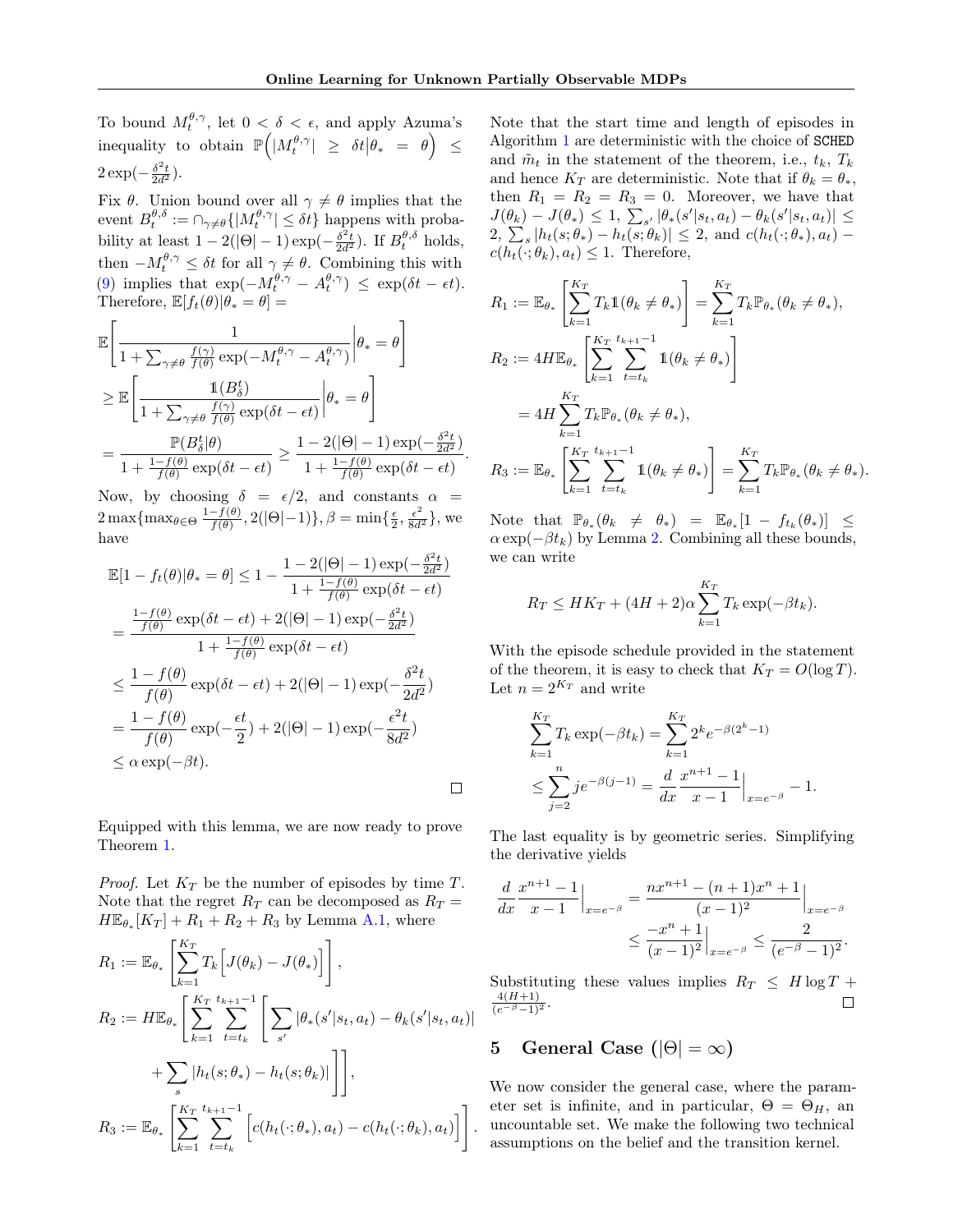To bound $M_t^{\theta,\gamma}$, let $0 < \delta < \epsilon$, and apply Azuma's inequality to obtain $\mathbb{P}\Big(|M_t^{\theta,\gamma}| \geq \delta t \big| \theta_* = \theta\Big) \leq 2\exp(-\frac{\delta^2 t}{2d^2})$.

Fix $\theta$. Union bound over all $\gamma \neq \theta$ implies that the event $B_t^{\theta,\delta} := \cap_{\gamma\neq\theta}\{|M_t^{\theta,\gamma}| \leq \delta t\}$ happens with probability at least $1 - 2(|\Theta|-1)\exp(-\frac{\delta^2 t}{2d^2})$. If $B_t^{\theta,\delta}$ holds, then $-M_t^{\theta,\gamma} \leq \delta t$ for all $\gamma \neq \theta$. Combining this with (9) implies that $\exp(-M_t^{\theta,\gamma} - A_t^{\theta,\gamma}) \leq \exp(\delta t - \epsilon t)$. Therefore, $\mathbb{E}[f_t(\theta)|\theta_* = \theta] =$

$$
\begin{aligned}
&\mathbb{E}\left[\frac{1}{1 + \sum_{\gamma\neq\theta}\frac{f(\gamma)}{f(\theta)}\exp(-M_t^{\theta,\gamma} - A_t^{\theta,\gamma})}\middle|\theta_* = \theta\right] \\
&\geq \mathbb{E}\left[\frac{\mathbb{1}(B_\delta^t)}{1 + \sum_{\gamma\neq\theta}\frac{f(\gamma)}{f(\theta)}\exp(\delta t - \epsilon t)}\middle|\theta_* = \theta\right] \\
&= \frac{\mathbb{P}(B_\delta^t|\theta)}{1 + \frac{1-f(\theta)}{f(\theta)}\exp(\delta t - \epsilon t)} \geq \frac{1 - 2(|\Theta|-1)\exp(-\frac{\delta^2 t}{2d^2})}{1 + \frac{1-f(\theta)}{f(\theta)}\exp(\delta t - \epsilon t)}.
\end{aligned}
$$

Now, by choosing $\delta = \epsilon/2$, and constants $\alpha = 2\max\{\max_{\theta\in\Theta}\frac{1-f(\theta)}{f(\theta)}, 2(|\Theta|-1)\}, \beta = \min\{\frac{\epsilon}{2}, \frac{\epsilon^2}{8d^2}\}$, we have

$$
\begin{aligned}
&\mathbb{E}[1 - f_t(\theta)|\theta_* = \theta] \leq 1 - \frac{1 - 2(|\Theta|-1)\exp(-\frac{\delta^2 t}{2d^2})}{1 + \frac{1-f(\theta)}{f(\theta)}\exp(\delta t - \epsilon t)} \\
&= \frac{\frac{1-f(\theta)}{f(\theta)}\exp(\delta t - \epsilon t) + 2(|\Theta|-1)\exp(-\frac{\delta^2 t}{2d^2})}{1 + \frac{1-f(\theta)}{f(\theta)}\exp(\delta t - \epsilon t)} \\
&\leq \frac{1-f(\theta)}{f(\theta)}\exp(\delta t - \epsilon t) + 2(|\Theta|-1)\exp(-\frac{\delta^2 t}{2d^2}) \\
&= \frac{1-f(\theta)}{f(\theta)}\exp(-\frac{\epsilon t}{2}) + 2(|\Theta|-1)\exp(-\frac{\epsilon^2 t}{8d^2}) \\
&\leq \alpha\exp(-\beta t).
\end{aligned}
$$

$\square$

Equipped with this lemma, we are now ready to prove Theorem 1.

*Proof.* Let $K_T$ be the number of episodes by time $T$. Note that the regret $R_T$ can be decomposed as $R_T = H\mathbb{E}_{\theta_*}[K_T] + R_1 + R_2 + R_3$ by Lemma A.1, where

$$
\begin{aligned}
R_1 &:= \mathbb{E}_{\theta_*}\left[\sum_{k=1}^{K_T} T_k\Big[J(\theta_k) - J(\theta_*)\Big]\right], \\
R_2 &:= H\mathbb{E}_{\theta_*}\Bigg[\sum_{k=1}^{K_T}\sum_{t=t_k}^{t_{k+1}-1}\Bigg[\sum_{s'}|\theta_*(s'|s_t,a_t) - \theta_k(s'|s_t,a_t)| \\
&\qquad + \sum_s |h_t(s;\theta_*) - h_t(s;\theta_k)|\Bigg]\Bigg], \\
R_3 &:= \mathbb{E}_{\theta_*}\left[\sum_{k=1}^{K_T}\sum_{t=t_k}^{t_{k+1}-1}\Big[c(h_t(\cdot;\theta_*),a_t) - c(h_t(\cdot;\theta_k),a_t)\Big]\right].
\end{aligned}
$$

Note that the start time and length of episodes in Algorithm 1 are deterministic with the choice of SCHED and $\tilde{m}_t$ in the statement of the theorem, i.e., $t_k$, $T_k$ and hence $K_T$ are deterministic. Note that if $\theta_k = \theta_*$, then $R_1 = R_2 = R_3 = 0$. Moreover, we have that $J(\theta_k) - J(\theta_*) \leq 1$, $\sum_{s'}|\theta_*(s'|s_t,a_t) - \theta_k(s'|s_t,a_t)| \leq 2$, $\sum_s |h_t(s;\theta_*) - h_t(s;\theta_k)| \leq 2$, and $c(h_t(\cdot;\theta_*),a_t) - c(h_t(\cdot;\theta_k),a_t) \leq 1$. Therefore,

$$
\begin{aligned}
R_1 &:= \mathbb{E}_{\theta_*}\left[\sum_{k=1}^{K_T} T_k\mathbb{1}(\theta_k \neq \theta_*)\right] = \sum_{k=1}^{K_T} T_k\mathbb{P}_{\theta_*}(\theta_k \neq \theta_*), \\
R_2 &:= 4H\mathbb{E}_{\theta_*}\left[\sum_{k=1}^{K_T}\sum_{t=t_k}^{t_{k+1}-1}\mathbb{1}(\theta_k \neq \theta_*)\right] \\
&= 4H\sum_{k=1}^{K_T} T_k\mathbb{P}_{\theta_*}(\theta_k \neq \theta_*), \\
R_3 &:= \mathbb{E}_{\theta_*}\left[\sum_{k=1}^{K_T}\sum_{t=t_k}^{t_{k+1}-1}\mathbb{1}(\theta_k \neq \theta_*)\right] = \sum_{k=1}^{K_T} T_k\mathbb{P}_{\theta_*}(\theta_k \neq \theta_*).
\end{aligned}
$$

Note that $\mathbb{P}_{\theta_*}(\theta_k \neq \theta_*) = \mathbb{E}_{\theta_*}[1 - f_{t_k}(\theta_*)] \leq \alpha\exp(-\beta t_k)$ by Lemma 2. Combining all these bounds, we can write

$$
R_T \leq HK_T + (4H+2)\alpha\sum_{k=1}^{K_T} T_k\exp(-\beta t_k).
$$

With the episode schedule provided in the statement of the theorem, it is easy to check that $K_T = O(\log T)$. Let $n = 2^{K_T}$ and write

$$
\begin{aligned}
&\sum_{k=1}^{K_T} T_k\exp(-\beta t_k) = \sum_{k=1}^{K_T} 2^k e^{-\beta(2^k - 1)} \\
&\leq \sum_{j=2}^{n} je^{-\beta(j-1)} = \frac{d}{dx}\frac{x^{n+1}-1}{x-1}\Big|_{x=e^{-\beta}} - 1.
\end{aligned}
$$

The last equality is by geometric series. Simplifying the derivative yields

$$
\begin{aligned}
\frac{d}{dx}\frac{x^{n+1}-1}{x-1}\Big|_{x=e^{-\beta}} &= \frac{nx^{n+1} - (n+1)x^n + 1}{(x-1)^2}\Big|_{x=e^{-\beta}} \\
&\leq \frac{-x^n + 1}{(x-1)^2}\Big|_{x=e^{-\beta}} \leq \frac{2}{(e^{-\beta}-1)^2}.
\end{aligned}
$$

Substituting these values implies $R_T \leq H\log T + \frac{4(H+1)}{(e^{-\beta}-1)^2}$. $\square$

## 5 General Case ($|\Theta| = \infty$)

We now consider the general case, where the parameter set is infinite, and in particular, $\Theta = \Theta_H$, an uncountable set. We make the following two technical assumptions on the belief and the transition kernel.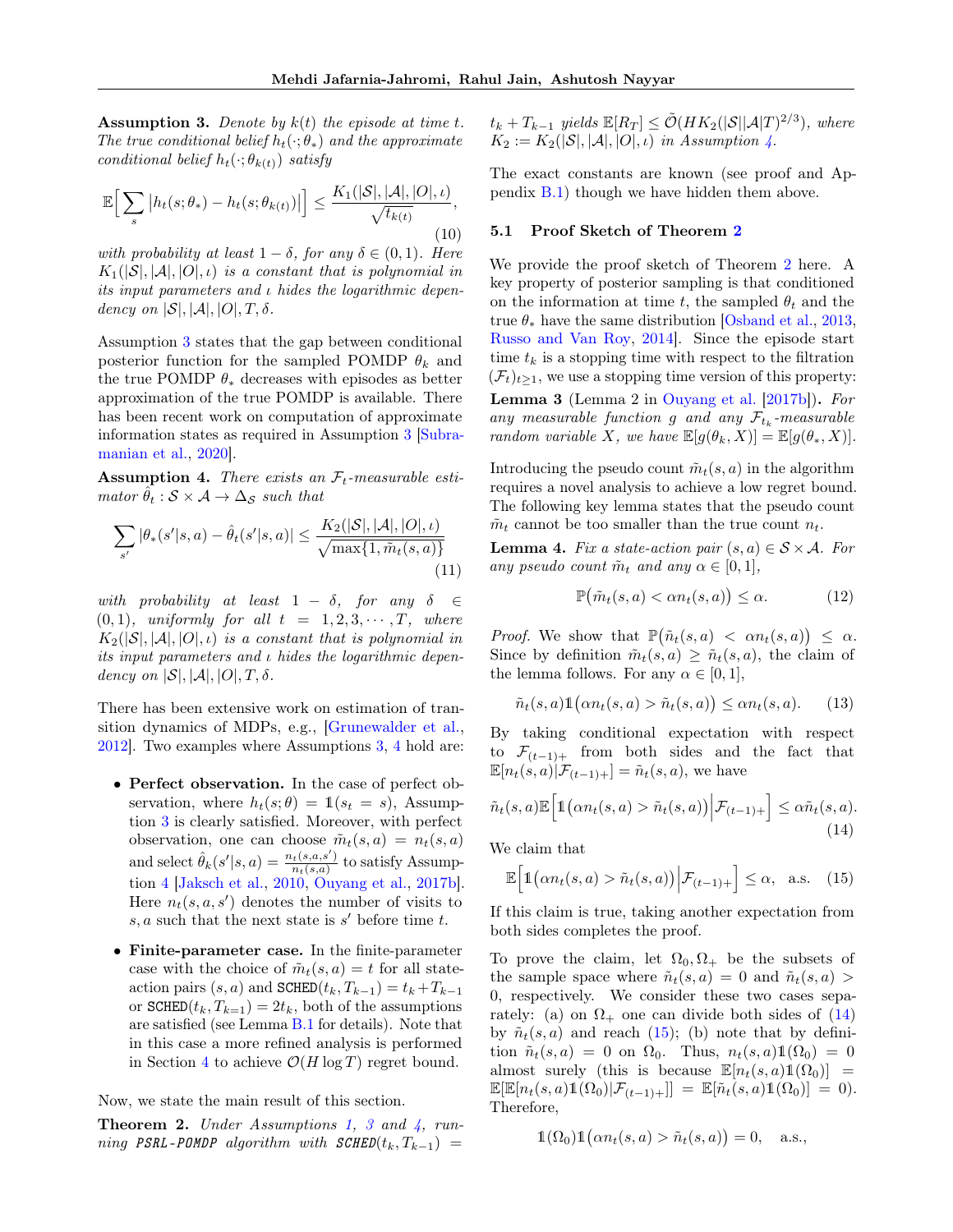**Assumption 3.** *Denote by $k(t)$ the episode at time $t$. The true conditional belief $h_t(\cdot;\theta_*)$ and the approximate conditional belief $h_t(\cdot;\theta_{k(t)})$ satisfy*

$$\mathbb{E}\Big[\sum_s \big|h_t(s;\theta_*) - h_t(s;\theta_{k(t)})\big|\Big] \leq \frac{K_1(|\mathcal{S}|,|\mathcal{A}|,|O|,\iota)}{\sqrt{t_{k(t)}}}, \tag{10}$$

*with probability at least $1-\delta$, for any $\delta \in (0,1)$. Here $K_1(|\mathcal{S}|,|\mathcal{A}|,|O|,\iota)$ is a constant that is polynomial in its input parameters and $\iota$ hides the logarithmic dependency on $|\mathcal{S}|,|\mathcal{A}|,|O|,T,\delta$.*

Assumption 3 states that the gap between conditional posterior function for the sampled POMDP $\theta_k$ and the true POMDP $\theta_*$ decreases with episodes as better approximation of the true POMDP is available. There has been recent work on computation of approximate information states as required in Assumption 3 [Subramanian et al., 2020].

**Assumption 4.** *There exists an $\mathcal{F}_t$-measurable estimator $\hat{\theta}_t : \mathcal{S}\times\mathcal{A} \to \Delta_{\mathcal{S}}$ such that*

$$\sum_{s'} |\theta_*(s'|s,a) - \hat{\theta}_t(s'|s,a)| \leq \frac{K_2(|\mathcal{S}|,|\mathcal{A}|,|O|,\iota)}{\sqrt{\max\{1,\tilde{m}_t(s,a)\}}} \tag{11}$$

*with probability at least $1-\delta$, for any $\delta \in (0,1)$, uniformly for all $t = 1,2,3,\cdots,T$, where $K_2(|\mathcal{S}|,|\mathcal{A}|,|O|,\iota)$ is a constant that is polynomial in its input parameters and $\iota$ hides the logarithmic dependency on $|\mathcal{S}|,|\mathcal{A}|,|O|,T,\delta$.*

There has been extensive work on estimation of transition dynamics of MDPs, e.g., [Grunewalder et al., 2012]. Two examples where Assumptions 3, 4 hold are:

- **Perfect observation.** In the case of perfect observation, where $h_t(s;\theta) = \mathbb{1}(s_t = s)$, Assumption 3 is clearly satisfied. Moreover, with perfect observation, one can choose $\tilde{m}_t(s,a) = n_t(s,a)$ and select $\hat{\theta}_k(s'|s,a) = \frac{n_t(s,a,s')}{n_t(s,a)}$ to satisfy Assumption 4 [Jaksch et al., 2010, Ouyang et al., 2017b]. Here $n_t(s,a,s')$ denotes the number of visits to $s,a$ such that the next state is $s'$ before time $t$.
- **Finite-parameter case.** In the finite-parameter case with the choice of $\tilde{m}_t(s,a) = t$ for all state-action pairs $(s,a)$ and $\texttt{SCHED}(t_k,T_{k-1}) = t_k+T_{k-1}$ or $\texttt{SCHED}(t_k,T_{k=1}) = 2t_k$, both of the assumptions are satisfied (see Lemma B.1 for details). Note that in this case a more refined analysis is performed in Section 4 to achieve $\mathcal{O}(H\log T)$ regret bound.

Now, we state the main result of this section.

**Theorem 2.** *Under Assumptions 1, 3 and 4, running* **PSRL-POMDP** *algorithm with* $\texttt{SCHED}(t_k,T_{k-1}) = t_k+T_{k-1}$ *yields $\mathbb{E}[R_T] \leq \tilde{\mathcal{O}}(HK_2(|\mathcal{S}||\mathcal{A}|T)^{2/3})$, where $K_2 := K_2(|\mathcal{S}|,|\mathcal{A}|,|O|,\iota)$ in Assumption 4.*

The exact constants are known (see proof and Appendix B.1) though we have hidden them above.

### 5.1 Proof Sketch of Theorem 2

We provide the proof sketch of Theorem 2 here. A key property of posterior sampling is that conditioned on the information at time $t$, the sampled $\theta_t$ and the true $\theta_*$ have the same distribution [Osband et al., 2013, Russo and Van Roy, 2014]. Since the episode start time $t_k$ is a stopping time with respect to the filtration $(\mathcal{F}_t)_{t\geq 1}$, we use a stopping time version of this property:

**Lemma 3** (Lemma 2 in Ouyang et al. [2017b])**.** *For any measurable function $g$ and any $\mathcal{F}_{t_k}$-measurable random variable $X$, we have $\mathbb{E}[g(\theta_k,X)] = \mathbb{E}[g(\theta_*,X)]$.*

Introducing the pseudo count $\tilde{m}_t(s,a)$ in the algorithm requires a novel analysis to achieve a low regret bound. The following key lemma states that the pseudo count $\tilde{m}_t$ cannot be too smaller than the true count $n_t$.

**Lemma 4.** *Fix a state-action pair $(s,a)\in\mathcal{S}\times\mathcal{A}$. For any pseudo count $\tilde{m}_t$ and any $\alpha\in[0,1]$,*

$$\mathbb{P}\big(\tilde{m}_t(s,a) < \alpha n_t(s,a)\big) \leq \alpha. \tag{12}$$

*Proof.* We show that $\mathbb{P}\big(\tilde{n}_t(s,a) < \alpha n_t(s,a)\big) \leq \alpha$. Since by definition $\tilde{m}_t(s,a) \geq \tilde{n}_t(s,a)$, the claim of the lemma follows. For any $\alpha\in[0,1]$,

$$\tilde{n}_t(s,a)\mathbb{1}\big(\alpha n_t(s,a) > \tilde{n}_t(s,a)\big) \leq \alpha n_t(s,a). \tag{13}$$

By taking conditional expectation with respect to $\mathcal{F}_{(t-1)+}$ from both sides and the fact that $\mathbb{E}[n_t(s,a)|\mathcal{F}_{(t-1)+}] = \tilde{n}_t(s,a)$, we have

$$\tilde{n}_t(s,a)\mathbb{E}\Big[\mathbb{1}\big(\alpha n_t(s,a) > \tilde{n}_t(s,a)\big)\Big|\mathcal{F}_{(t-1)+}\Big] \leq \alpha\tilde{n}_t(s,a). \tag{14}$$

We claim that

$$\mathbb{E}\Big[\mathbb{1}\big(\alpha n_t(s,a) > \tilde{n}_t(s,a)\big)\Big|\mathcal{F}_{(t-1)+}\Big] \leq \alpha, \quad \text{a.s.} \tag{15}$$

If this claim is true, taking another expectation from both sides completes the proof.

To prove the claim, let $\Omega_0,\Omega_+$ be the subsets of the sample space where $\tilde{n}_t(s,a) = 0$ and $\tilde{n}_t(s,a) > 0$, respectively. We consider these two cases separately: (a) on $\Omega_+$ one can divide both sides of (14) by $\tilde{n}_t(s,a)$ and reach (15); (b) note that by definition $\tilde{n}_t(s,a) = 0$ on $\Omega_0$. Thus, $n_t(s,a)\mathbb{1}(\Omega_0) = 0$ almost surely (this is because $\mathbb{E}[n_t(s,a)\mathbb{1}(\Omega_0)] = \mathbb{E}[\mathbb{E}[n_t(s,a)\mathbb{1}(\Omega_0)|\mathcal{F}_{(t-1)+}]] = \mathbb{E}[\tilde{n}_t(s,a)\mathbb{1}(\Omega_0)] = 0$). Therefore,

$$\mathbb{1}(\Omega_0)\mathbb{1}\big(\alpha n_t(s,a) > \tilde{n}_t(s,a)\big) = 0, \quad \text{a.s.},$$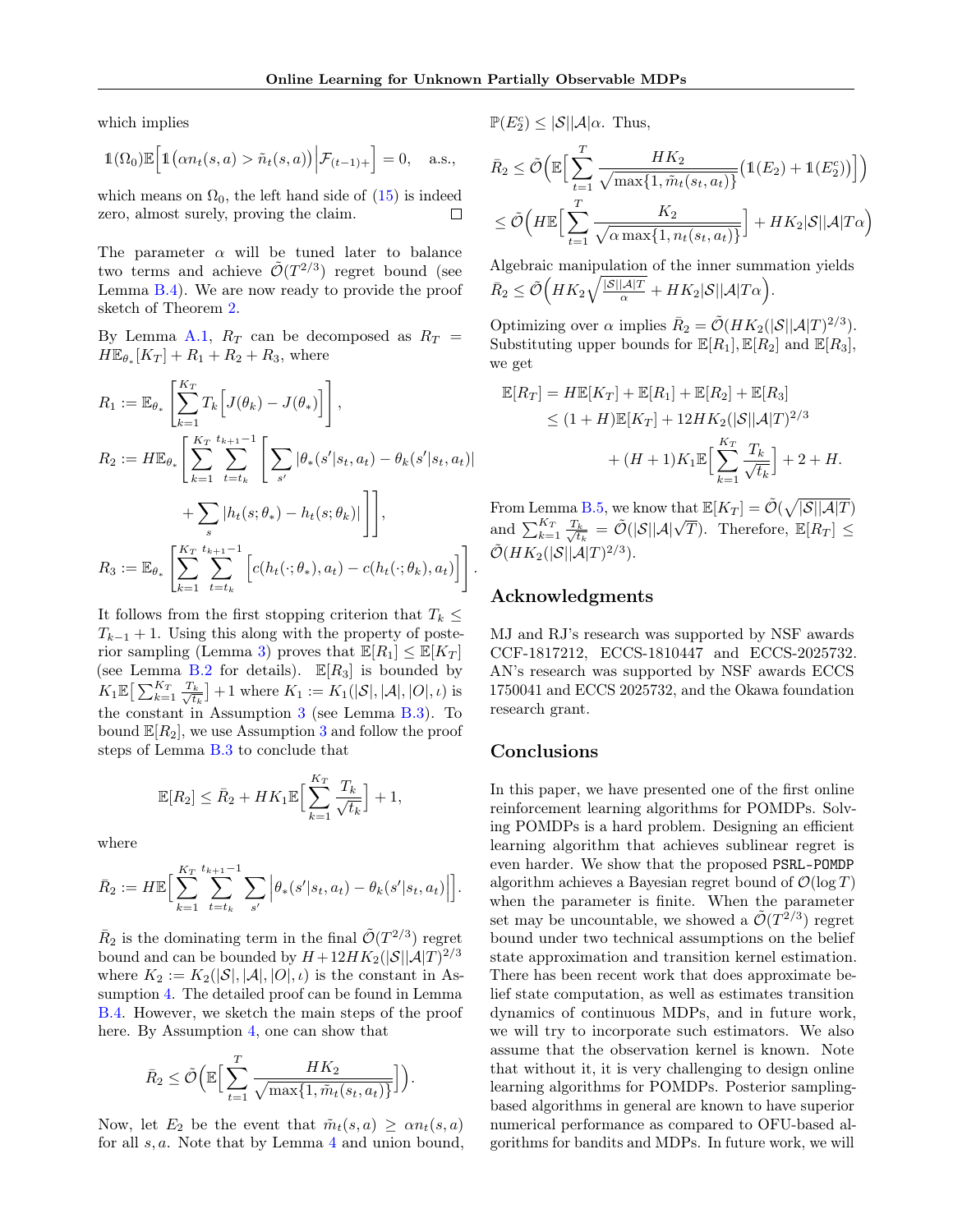which implies

$$\mathbb{1}(\Omega_0)\mathbb{E}\Big[\mathbb{1}\big(\alpha n_t(s,a) > \tilde{n}_t(s,a)\big)\Big|\mathcal{F}_{(t-1)+}\Big] = 0, \quad \text{a.s.,}$$

which means on $\Omega_0$, the left hand side of (15) is indeed zero, almost surely, proving the claim. ◻

The parameter $\alpha$ will be tuned later to balance two terms and achieve $\tilde{\mathcal{O}}(T^{2/3})$ regret bound (see Lemma B.4). We are now ready to provide the proof sketch of Theorem 2.

By Lemma A.1, $R_T$ can be decomposed as $R_T = H\mathbb{E}_{\theta_*}[K_T] + R_1 + R_2 + R_3$, where

$$R_1 := \mathbb{E}_{\theta_*}\left[\sum_{k=1}^{K_T} T_k\Big[J(\theta_k) - J(\theta_*)\Big]\right],$$

$$R_2 := H\mathbb{E}_{\theta_*}\left[\sum_{k=1}^{K_T}\sum_{t=t_k}^{t_{k+1}-1}\left[\sum_{s'}|\theta_*(s'|s_t,a_t) - \theta_k(s'|s_t,a_t)| + \sum_{s}|h_t(s;\theta_*) - h_t(s;\theta_k)|\right]\right],$$

$$R_3 := \mathbb{E}_{\theta_*}\left[\sum_{k=1}^{K_T}\sum_{t=t_k}^{t_{k+1}-1}\Big[c(h_t(\cdot;\theta_*),a_t) - c(h_t(\cdot;\theta_k),a_t)\Big]\right].$$

It follows from the first stopping criterion that $T_k \leq T_{k-1}+1$. Using this along with the property of posterior sampling (Lemma 3) proves that $\mathbb{E}[R_1] \leq \mathbb{E}[K_T]$ (see Lemma B.2 for details). $\mathbb{E}[R_3]$ is bounded by $K_1\mathbb{E}\big[\sum_{k=1}^{K_T}\frac{T_k}{\sqrt{t_k}}\big]+1$ where $K_1 := K_1(|\mathcal{S}|,|\mathcal{A}|,|O|,\iota)$ is the constant in Assumption 3 (see Lemma B.3). To bound $\mathbb{E}[R_2]$, we use Assumption 3 and follow the proof steps of Lemma B.3 to conclude that

$$\mathbb{E}[R_2] \leq \bar{R}_2 + HK_1\mathbb{E}\Big[\sum_{k=1}^{K_T}\frac{T_k}{\sqrt{t_k}}\Big] + 1,$$

where

$$\bar{R}_2 := H\mathbb{E}\Big[\sum_{k=1}^{K_T}\sum_{t=t_k}^{t_{k+1}-1}\sum_{s'}\Big|\theta_*(s'|s_t,a_t) - \theta_k(s'|s_t,a_t)\Big|\Big].$$

$\bar{R}_2$ is the dominating term in the final $\tilde{\mathcal{O}}(T^{2/3})$ regret bound and can be bounded by $H + 12HK_2(|\mathcal{S}||\mathcal{A}|T)^{2/3}$ where $K_2 := K_2(|\mathcal{S}|,|\mathcal{A}|,|O|,\iota)$ is the constant in Assumption 4. The detailed proof can be found in Lemma B.4. However, we sketch the main steps of the proof here. By Assumption 4, one can show that

$$\bar{R}_2 \leq \tilde{\mathcal{O}}\Big(\mathbb{E}\Big[\sum_{t=1}^{T}\frac{HK_2}{\sqrt{\max\{1,\tilde{m}_t(s_t,a_t)\}}}\Big]\Big).$$

Now, let $E_2$ be the event that $\tilde{m}_t(s,a) \geq \alpha n_t(s,a)$ for all $s,a$. Note that by Lemma 4 and union bound, $\mathbb{P}(E_2^c) \leq |\mathcal{S}||\mathcal{A}|\alpha$. Thus,

$$\begin{aligned}\bar{R}_2 &\leq \tilde{\mathcal{O}}\Big(\mathbb{E}\Big[\sum_{t=1}^{T}\frac{HK_2}{\sqrt{\max\{1,\tilde{m}_t(s_t,a_t)\}}}\big(\mathbb{1}(E_2) + \mathbb{1}(E_2^c)\big)\Big]\Big)\\ &\leq \tilde{\mathcal{O}}\Big(H\mathbb{E}\Big[\sum_{t=1}^{T}\frac{K_2}{\sqrt{\alpha\max\{1,n_t(s_t,a_t)\}}}\Big] + HK_2|\mathcal{S}||\mathcal{A}|T\alpha\Big)\end{aligned}$$

Algebraic manipulation of the inner summation yields $\bar{R}_2 \leq \tilde{\mathcal{O}}\Big(HK_2\sqrt{\frac{|\mathcal{S}||\mathcal{A}|T}{\alpha}} + HK_2|\mathcal{S}||\mathcal{A}|T\alpha\Big)$.

Optimizing over $\alpha$ implies $\bar{R}_2 = \tilde{\mathcal{O}}(HK_2(|\mathcal{S}||\mathcal{A}|T)^{2/3})$. Substituting upper bounds for $\mathbb{E}[R_1], \mathbb{E}[R_2]$ and $\mathbb{E}[R_3]$, we get

$$\begin{aligned}\mathbb{E}[R_T] &= H\mathbb{E}[K_T] + \mathbb{E}[R_1] + \mathbb{E}[R_2] + \mathbb{E}[R_3]\\ &\leq (1+H)\mathbb{E}[K_T] + 12HK_2(|\mathcal{S}||\mathcal{A}|T)^{2/3}\\ &\qquad + (H+1)K_1\mathbb{E}\Big[\sum_{k=1}^{K_T}\frac{T_k}{\sqrt{t_k}}\Big] + 2 + H.\end{aligned}$$

From Lemma B.5, we know that $\mathbb{E}[K_T] = \tilde{\mathcal{O}}(\sqrt{|\mathcal{S}||\mathcal{A}|T})$ and $\sum_{k=1}^{K_T}\frac{T_k}{\sqrt{t_k}} = \tilde{\mathcal{O}}(|\mathcal{S}||\mathcal{A}|\sqrt{T})$. Therefore, $\mathbb{E}[R_T] \leq \tilde{\mathcal{O}}(HK_2(|\mathcal{S}||\mathcal{A}|T)^{2/3})$.

## Acknowledgments

MJ and RJ's research was supported by NSF awards CCF-1817212, ECCS-1810447 and ECCS-2025732. AN's research was supported by NSF awards ECCS 1750041 and ECCS 2025732, and the Okawa foundation research grant.

## Conclusions

In this paper, we have presented one of the first online reinforcement learning algorithms for POMDPs. Solving POMDPs is a hard problem. Designing an efficient learning algorithm that achieves sublinear regret is even harder. We show that the proposed PSRL-POMDP algorithm achieves a Bayesian regret bound of $\mathcal{O}(\log T)$ when the parameter is finite. When the parameter set may be uncountable, we showed a $\tilde{\mathcal{O}}(T^{2/3})$ regret bound under two technical assumptions on the belief state approximation and transition kernel estimation. There has been recent work that does approximate belief state computation, as well as estimates transition dynamics of continuous MDPs, and in future work, we will try to incorporate such estimators. We also assume that the observation kernel is known. Note that without it, it is very challenging to design online learning algorithms for POMDPs. Posterior sampling-based algorithms in general are known to have superior numerical performance as compared to OFU-based algorithms for bandits and MDPs. In future work, we will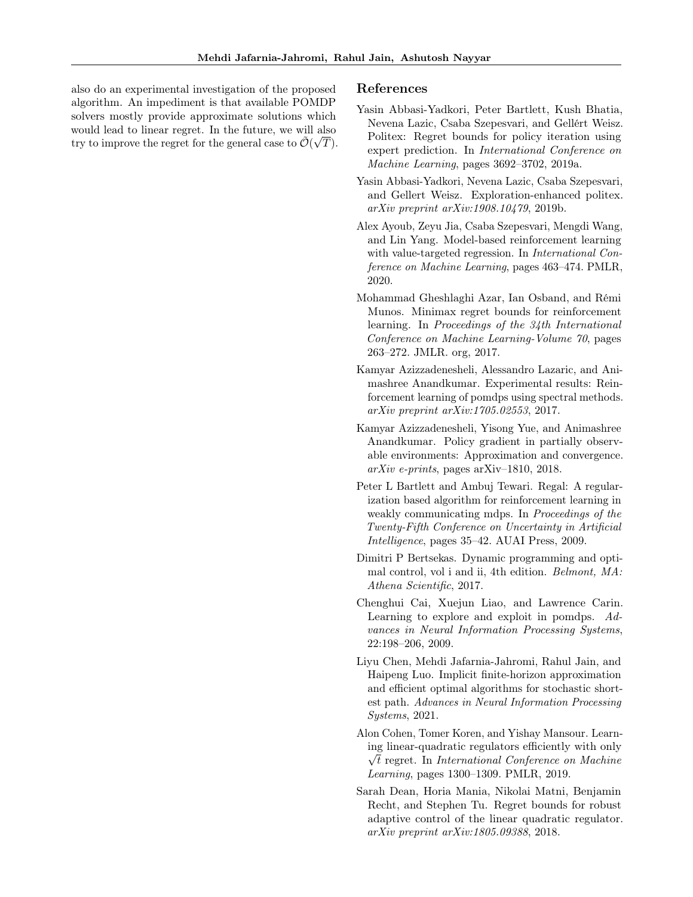also do an experimental investigation of the proposed algorithm. An impediment is that available POMDP solvers mostly provide approximate solutions which would lead to linear regret. In the future, we will also try to improve the regret for the general case to $\tilde{\mathcal{O}}(\sqrt{T})$.

## References

Yasin Abbasi-Yadkori, Peter Bartlett, Kush Bhatia, Nevena Lazic, Csaba Szepesvari, and Gellért Weisz. Politex: Regret bounds for policy iteration using expert prediction. In *International Conference on Machine Learning*, pages 3692–3702, 2019a.

Yasin Abbasi-Yadkori, Nevena Lazic, Csaba Szepesvari, and Gellert Weisz. Exploration-enhanced politex. *arXiv preprint arXiv:1908.10479*, 2019b.

Alex Ayoub, Zeyu Jia, Csaba Szepesvari, Mengdi Wang, and Lin Yang. Model-based reinforcement learning with value-targeted regression. In *International Conference on Machine Learning*, pages 463–474. PMLR, 2020.

Mohammad Gheshlaghi Azar, Ian Osband, and Rémi Munos. Minimax regret bounds for reinforcement learning. In *Proceedings of the 34th International Conference on Machine Learning-Volume 70*, pages 263–272. JMLR. org, 2017.

Kamyar Azizzadenesheli, Alessandro Lazaric, and Animashree Anandkumar. Experimental results: Reinforcement learning of pomdps using spectral methods. *arXiv preprint arXiv:1705.02553*, 2017.

Kamyar Azizzadenesheli, Yisong Yue, and Animashree Anandkumar. Policy gradient in partially observable environments: Approximation and convergence. *arXiv e-prints*, pages arXiv–1810, 2018.

Peter L Bartlett and Ambuj Tewari. Regal: A regularization based algorithm for reinforcement learning in weakly communicating mdps. In *Proceedings of the Twenty-Fifth Conference on Uncertainty in Artificial Intelligence*, pages 35–42. AUAI Press, 2009.

Dimitri P Bertsekas. Dynamic programming and optimal control, vol i and ii, 4th edition. *Belmont, MA: Athena Scientific*, 2017.

Chenghui Cai, Xuejun Liao, and Lawrence Carin. Learning to explore and exploit in pomdps. *Advances in Neural Information Processing Systems*, 22:198–206, 2009.

Liyu Chen, Mehdi Jafarnia-Jahromi, Rahul Jain, and Haipeng Luo. Implicit finite-horizon approximation and efficient optimal algorithms for stochastic shortest path. *Advances in Neural Information Processing Systems*, 2021.

Alon Cohen, Tomer Koren, and Yishay Mansour. Learning linear-quadratic regulators efficiently with only $\sqrt{t}$ regret. In *International Conference on Machine Learning*, pages 1300–1309. PMLR, 2019.

Sarah Dean, Horia Mania, Nikolai Matni, Benjamin Recht, and Stephen Tu. Regret bounds for robust adaptive control of the linear quadratic regulator. *arXiv preprint arXiv:1805.09388*, 2018.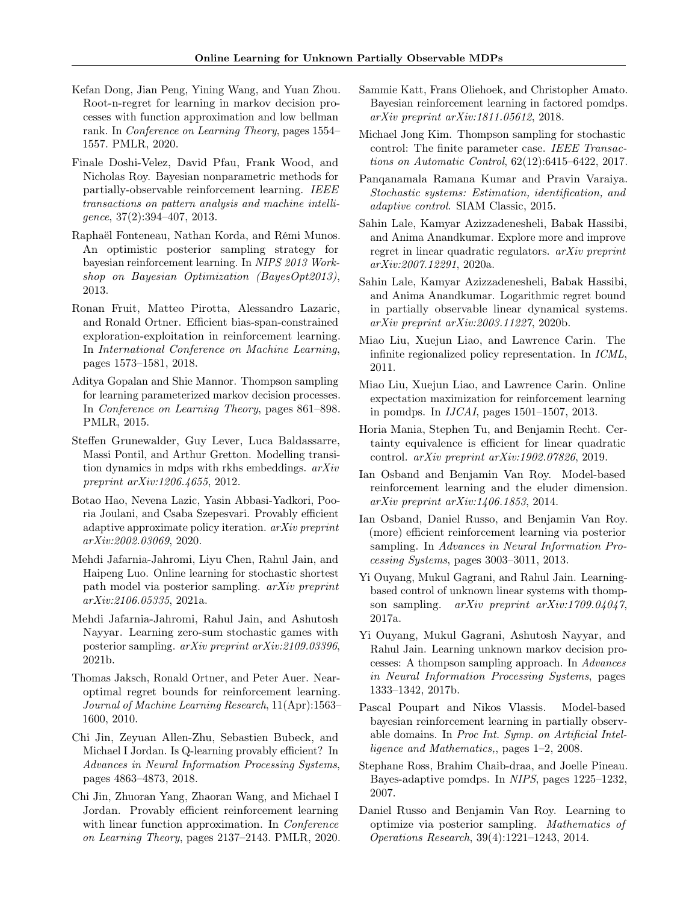Kefan Dong, Jian Peng, Yining Wang, and Yuan Zhou. Root-n-regret for learning in markov decision processes with function approximation and low bellman rank. In *Conference on Learning Theory*, pages 1554–1557. PMLR, 2020.

Finale Doshi-Velez, David Pfau, Frank Wood, and Nicholas Roy. Bayesian nonparametric methods for partially-observable reinforcement learning. *IEEE transactions on pattern analysis and machine intelligence*, 37(2):394–407, 2013.

Raphaël Fonteneau, Nathan Korda, and Rémi Munos. An optimistic posterior sampling strategy for bayesian reinforcement learning. In *NIPS 2013 Workshop on Bayesian Optimization (BayesOpt2013)*, 2013.

Ronan Fruit, Matteo Pirotta, Alessandro Lazaric, and Ronald Ortner. Efficient bias-span-constrained exploration-exploitation in reinforcement learning. In *International Conference on Machine Learning*, pages 1573–1581, 2018.

Aditya Gopalan and Shie Mannor. Thompson sampling for learning parameterized markov decision processes. In *Conference on Learning Theory*, pages 861–898. PMLR, 2015.

Steffen Grunewalder, Guy Lever, Luca Baldassarre, Massi Pontil, and Arthur Gretton. Modelling transition dynamics in mdps with rkhs embeddings. *arXiv preprint arXiv:1206.4655*, 2012.

Botao Hao, Nevena Lazic, Yasin Abbasi-Yadkori, Pooria Joulani, and Csaba Szepesvari. Provably efficient adaptive approximate policy iteration. *arXiv preprint arXiv:2002.03069*, 2020.

Mehdi Jafarnia-Jahromi, Liyu Chen, Rahul Jain, and Haipeng Luo. Online learning for stochastic shortest path model via posterior sampling. *arXiv preprint arXiv:2106.05335*, 2021a.

Mehdi Jafarnia-Jahromi, Rahul Jain, and Ashutosh Nayyar. Learning zero-sum stochastic games with posterior sampling. *arXiv preprint arXiv:2109.03396*, 2021b.

Thomas Jaksch, Ronald Ortner, and Peter Auer. Near-optimal regret bounds for reinforcement learning. *Journal of Machine Learning Research*, 11(Apr):1563–1600, 2010.

Chi Jin, Zeyuan Allen-Zhu, Sebastien Bubeck, and Michael I Jordan. Is Q-learning provably efficient? In *Advances in Neural Information Processing Systems*, pages 4863–4873, 2018.

Chi Jin, Zhuoran Yang, Zhaoran Wang, and Michael I Jordan. Provably efficient reinforcement learning with linear function approximation. In *Conference on Learning Theory*, pages 2137–2143. PMLR, 2020.

Sammie Katt, Frans Oliehoek, and Christopher Amato. Bayesian reinforcement learning in factored pomdps. *arXiv preprint arXiv:1811.05612*, 2018.

Michael Jong Kim. Thompson sampling for stochastic control: The finite parameter case. *IEEE Transactions on Automatic Control*, 62(12):6415–6422, 2017.

Panqanamala Ramana Kumar and Pravin Varaiya. *Stochastic systems: Estimation, identification, and adaptive control*. SIAM Classic, 2015.

Sahin Lale, Kamyar Azizzadenesheli, Babak Hassibi, and Anima Anandkumar. Explore more and improve regret in linear quadratic regulators. *arXiv preprint arXiv:2007.12291*, 2020a.

Sahin Lale, Kamyar Azizzadenesheli, Babak Hassibi, and Anima Anandkumar. Logarithmic regret bound in partially observable linear dynamical systems. *arXiv preprint arXiv:2003.11227*, 2020b.

Miao Liu, Xuejun Liao, and Lawrence Carin. The infinite regionalized policy representation. In *ICML*, 2011.

Miao Liu, Xuejun Liao, and Lawrence Carin. Online expectation maximization for reinforcement learning in pomdps. In *IJCAI*, pages 1501–1507, 2013.

Horia Mania, Stephen Tu, and Benjamin Recht. Certainty equivalence is efficient for linear quadratic control. *arXiv preprint arXiv:1902.07826*, 2019.

Ian Osband and Benjamin Van Roy. Model-based reinforcement learning and the eluder dimension. *arXiv preprint arXiv:1406.1853*, 2014.

Ian Osband, Daniel Russo, and Benjamin Van Roy. (more) efficient reinforcement learning via posterior sampling. In *Advances in Neural Information Processing Systems*, pages 3003–3011, 2013.

Yi Ouyang, Mukul Gagrani, and Rahul Jain. Learning-based control of unknown linear systems with thompson sampling. *arXiv preprint arXiv:1709.04047*, 2017a.

Yi Ouyang, Mukul Gagrani, Ashutosh Nayyar, and Rahul Jain. Learning unknown markov decision processes: A thompson sampling approach. In *Advances in Neural Information Processing Systems*, pages 1333–1342, 2017b.

Pascal Poupart and Nikos Vlassis. Model-based bayesian reinforcement learning in partially observable domains. In *Proc Int. Symp. on Artificial Intelligence and Mathematics,*, pages 1–2, 2008.

Stephane Ross, Brahim Chaib-draa, and Joelle Pineau. Bayes-adaptive pomdps. In *NIPS*, pages 1225–1232, 2007.

Daniel Russo and Benjamin Van Roy. Learning to optimize via posterior sampling. *Mathematics of Operations Research*, 39(4):1221–1243, 2014.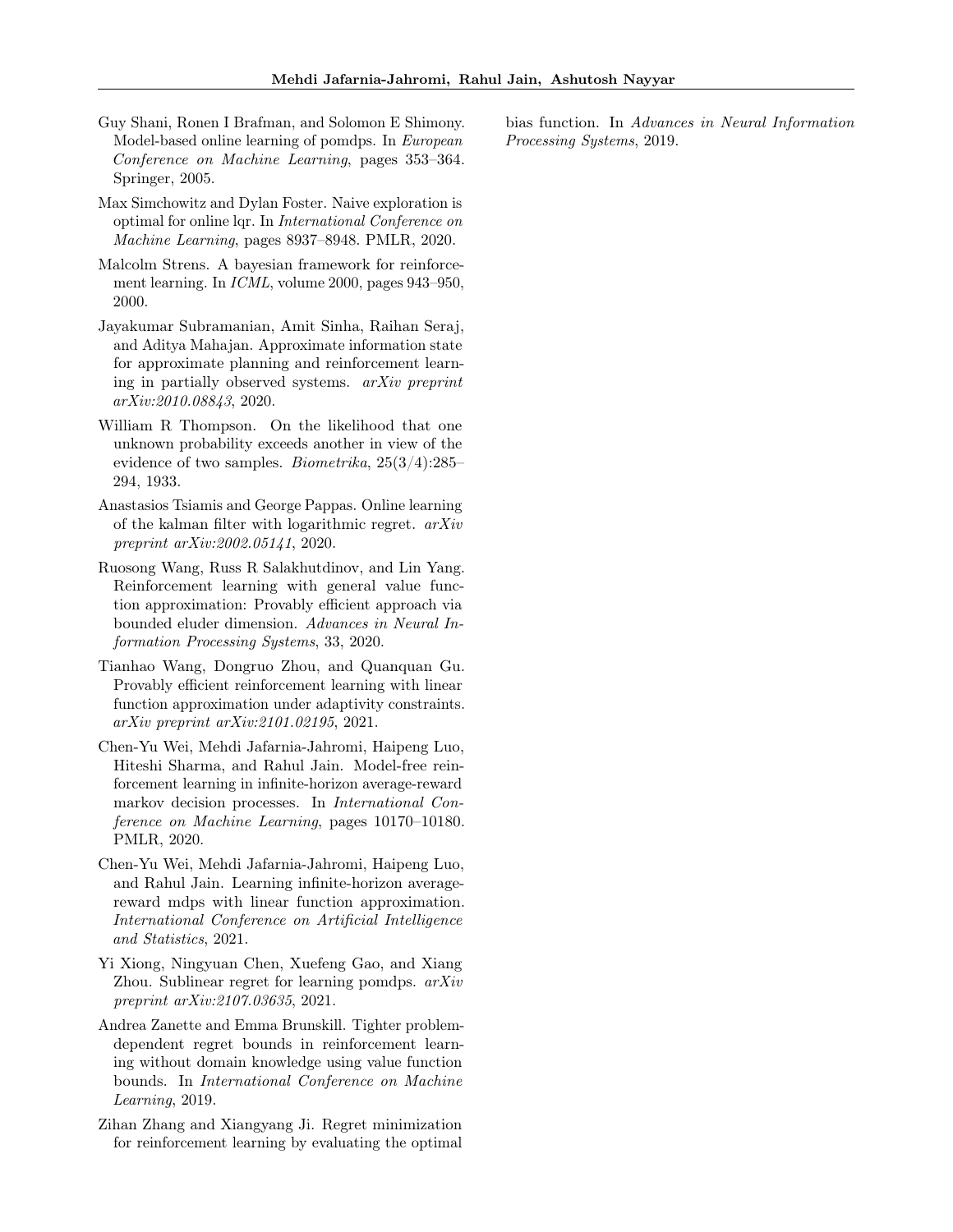Guy Shani, Ronen I Brafman, and Solomon E Shimony. Model-based online learning of pomdps. In *European Conference on Machine Learning*, pages 353–364. Springer, 2005.

Max Simchowitz and Dylan Foster. Naive exploration is optimal for online lqr. In *International Conference on Machine Learning*, pages 8937–8948. PMLR, 2020.

Malcolm Strens. A bayesian framework for reinforcement learning. In *ICML*, volume 2000, pages 943–950, 2000.

Jayakumar Subramanian, Amit Sinha, Raihan Seraj, and Aditya Mahajan. Approximate information state for approximate planning and reinforcement learning in partially observed systems. *arXiv preprint arXiv:2010.08843*, 2020.

William R Thompson. On the likelihood that one unknown probability exceeds another in view of the evidence of two samples. *Biometrika*, 25(3/4):285–294, 1933.

Anastasios Tsiamis and George Pappas. Online learning of the kalman filter with logarithmic regret. *arXiv preprint arXiv:2002.05141*, 2020.

Ruosong Wang, Russ R Salakhutdinov, and Lin Yang. Reinforcement learning with general value function approximation: Provably efficient approach via bounded eluder dimension. *Advances in Neural Information Processing Systems*, 33, 2020.

Tianhao Wang, Dongruo Zhou, and Quanquan Gu. Provably efficient reinforcement learning with linear function approximation under adaptivity constraints. *arXiv preprint arXiv:2101.02195*, 2021.

Chen-Yu Wei, Mehdi Jafarnia-Jahromi, Haipeng Luo, Hiteshi Sharma, and Rahul Jain. Model-free reinforcement learning in infinite-horizon average-reward markov decision processes. In *International Conference on Machine Learning*, pages 10170–10180. PMLR, 2020.

Chen-Yu Wei, Mehdi Jafarnia-Jahromi, Haipeng Luo, and Rahul Jain. Learning infinite-horizon average-reward mdps with linear function approximation. *International Conference on Artificial Intelligence and Statistics*, 2021.

Yi Xiong, Ningyuan Chen, Xuefeng Gao, and Xiang Zhou. Sublinear regret for learning pomdps. *arXiv preprint arXiv:2107.03635*, 2021.

Andrea Zanette and Emma Brunskill. Tighter problem-dependent regret bounds in reinforcement learning without domain knowledge using value function bounds. In *International Conference on Machine Learning*, 2019.

Zihan Zhang and Xiangyang Ji. Regret minimization for reinforcement learning by evaluating the optimal bias function. In *Advances in Neural Information Processing Systems*, 2019.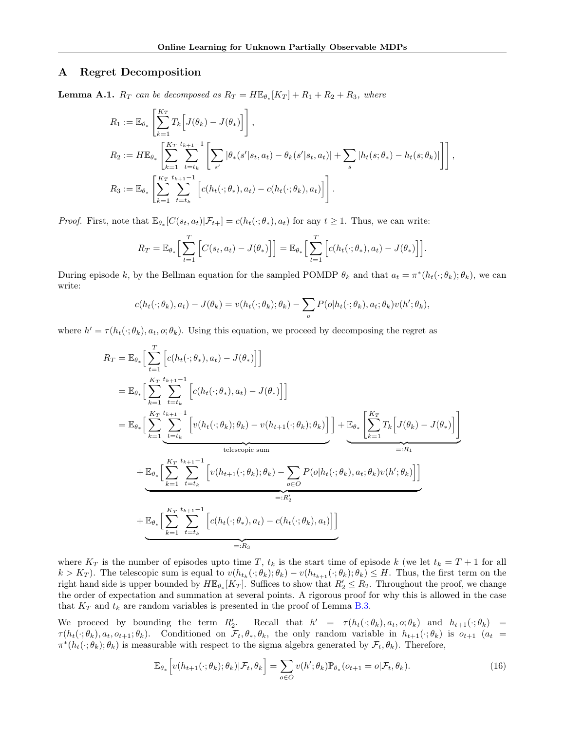## A Regret Decomposition

**Lemma A.1.** *$R_T$ can be decomposed as $R_T = H\mathbb{E}_{\theta_*}[K_T] + R_1 + R_2 + R_3$, where*

$$R_1 := \mathbb{E}_{\theta_*}\left[\sum_{k=1}^{K_T} T_k\Big[J(\theta_k) - J(\theta_*)\Big]\right],$$

$$R_2 := H\mathbb{E}_{\theta_*}\left[\sum_{k=1}^{K_T}\sum_{t=t_k}^{t_{k+1}-1}\left[\sum_{s'}|\theta_*(s'|s_t,a_t) - \theta_k(s'|s_t,a_t)| + \sum_s |h_t(s;\theta_*) - h_t(s;\theta_k)|\right]\right],$$

$$R_3 := \mathbb{E}_{\theta_*}\left[\sum_{k=1}^{K_T}\sum_{t=t_k}^{t_{k+1}-1}\Big[c(h_t(\cdot;\theta_*),a_t) - c(h_t(\cdot;\theta_k),a_t)\Big]\right].$$

*Proof.* First, note that $\mathbb{E}_{\theta_*}[C(s_t,a_t)|\mathcal{F}_{t+}] = c(h_t(\cdot;\theta_*),a_t)$ for any $t \geq 1$. Thus, we can write:

$$R_T = \mathbb{E}_{\theta_*}\Big[\sum_{t=1}^{T}\Big[C(s_t,a_t) - J(\theta_*)\Big]\Big] = \mathbb{E}_{\theta_*}\Big[\sum_{t=1}^{T}\Big[c(h_t(\cdot;\theta_*),a_t) - J(\theta_*)\Big]\Big].$$

During episode $k$, by the Bellman equation for the sampled POMDP $\theta_k$ and that $a_t = \pi^*(h_t(\cdot;\theta_k);\theta_k)$, we can write:

$$c(h_t(\cdot;\theta_k),a_t) - J(\theta_k) = v(h_t(\cdot;\theta_k);\theta_k) - \sum_o P(o|h_t(\cdot;\theta_k),a_t;\theta_k)v(h';\theta_k),$$

where $h' = \tau(h_t(\cdot;\theta_k),a_t,o;\theta_k)$. Using this equation, we proceed by decomposing the regret as

$$\begin{aligned}
R_T &= \mathbb{E}_{\theta_*}\Big[\sum_{t=1}^{T}\Big[c(h_t(\cdot;\theta_*),a_t) - J(\theta_*)\Big]\Big] \\
&= \mathbb{E}_{\theta_*}\Big[\sum_{k=1}^{K_T}\sum_{t=t_k}^{t_{k+1}-1}\Big[c(h_t(\cdot;\theta_*),a_t) - J(\theta_*)\Big]\Big] \\
&= \mathbb{E}_{\theta_*}\Big[\sum_{k=1}^{K_T}\underbrace{\sum_{t=t_k}^{t_{k+1}-1}\Big[v(h_t(\cdot;\theta_k);\theta_k) - v(h_{t+1}(\cdot;\theta_k);\theta_k)\Big]}_{\text{telescopic sum}}\Big] + \underbrace{\mathbb{E}_{\theta_*}\left[\sum_{k=1}^{K_T}T_k\Big[J(\theta_k) - J(\theta_*)\Big]\right]}_{=:R_1} \\
&\quad + \underbrace{\mathbb{E}_{\theta_*}\Big[\sum_{k=1}^{K_T}\sum_{t=t_k}^{t_{k+1}-1}\Big[v(h_{t+1}(\cdot;\theta_k);\theta_k) - \sum_{o\in O}P(o|h_t(\cdot;\theta_k),a_t;\theta_k)v(h';\theta_k)\Big]\Big]}_{=:R_2'} \\
&\quad + \underbrace{\mathbb{E}_{\theta_*}\Big[\sum_{k=1}^{K_T}\sum_{t=t_k}^{t_{k+1}-1}\Big[c(h_t(\cdot;\theta_*),a_t) - c(h_t(\cdot;\theta_k),a_t)\Big]\Big]}_{=:R_3}
\end{aligned}$$

where $K_T$ is the number of episodes upto time $T$, $t_k$ is the start time of episode $k$ (we let $t_k = T+1$ for all $k > K_T$). The telescopic sum is equal to $v(h_{t_k}(\cdot;\theta_k);\theta_k) - v(h_{t_{k+1}}(\cdot;\theta_k);\theta_k) \leq H$. Thus, the first term on the right hand side is upper bounded by $H\mathbb{E}_{\theta_*}[K_T]$. Suffices to show that $R_2' \leq R_2$. Throughout the proof, we change the order of expectation and summation at several points. A rigorous proof for why this is allowed in the case that $K_T$ and $t_k$ are random variables is presented in the proof of Lemma B.3.

We proceed by bounding the term $R_2'$. Recall that $h' = \tau(h_t(\cdot;\theta_k),a_t,o;\theta_k)$ and $h_{t+1}(\cdot;\theta_k) = \tau(h_t(\cdot;\theta_k),a_t,o_{t+1};\theta_k)$. Conditioned on $\mathcal{F}_t,\theta_*,\theta_k$, the only random variable in $h_{t+1}(\cdot;\theta_k)$ is $o_{t+1}$ ($a_t = \pi^*(h_t(\cdot;\theta_k);\theta_k)$ is measurable with respect to the sigma algebra generated by $\mathcal{F}_t,\theta_k$). Therefore,

$$\mathbb{E}_{\theta_*}\Big[v(h_{t+1}(\cdot;\theta_k);\theta_k)|\mathcal{F}_t,\theta_k\Big] = \sum_{o\in O}v(h';\theta_k)\mathbb{P}_{\theta_*}(o_{t+1} = o|\mathcal{F}_t,\theta_k). \tag{16}$$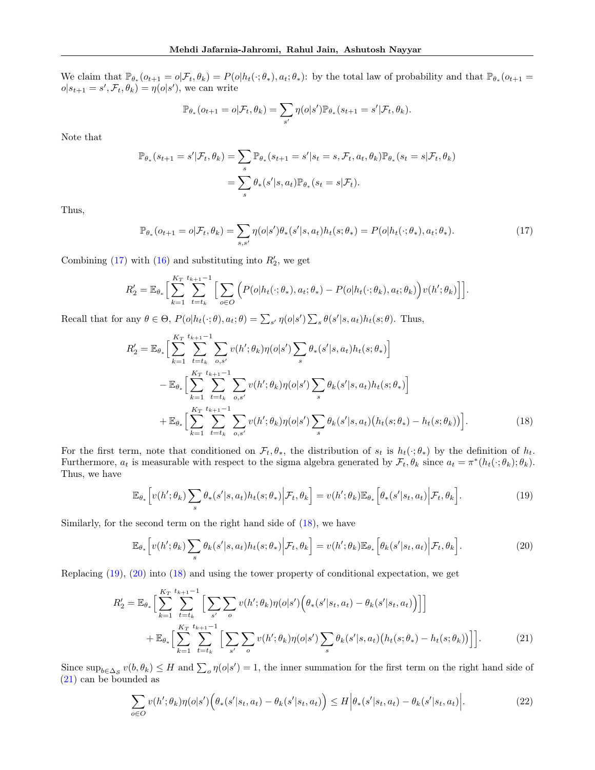We claim that $\mathbb{P}_{\theta_*}(o_{t+1} = o|\mathcal{F}_t, \theta_k) = P(o|h_t(\cdot;\theta_*), a_t;\theta_*)$: by the total law of probability and that $\mathbb{P}_{\theta_*}(o_{t+1} = o|s_{t+1} = s', \mathcal{F}_t, \theta_k) = \eta(o|s')$, we can write

$$\mathbb{P}_{\theta_*}(o_{t+1} = o|\mathcal{F}_t, \theta_k) = \sum_{s'} \eta(o|s')\mathbb{P}_{\theta_*}(s_{t+1} = s'|\mathcal{F}_t, \theta_k).$$

Note that

$$\begin{aligned}
\mathbb{P}_{\theta_*}(s_{t+1} = s'|\mathcal{F}_t, \theta_k) &= \sum_s \mathbb{P}_{\theta_*}(s_{t+1} = s'|s_t = s, \mathcal{F}_t, a_t, \theta_k)\mathbb{P}_{\theta_*}(s_t = s|\mathcal{F}_t, \theta_k) \\
&= \sum_s \theta_*(s'|s, a_t)\mathbb{P}_{\theta_*}(s_t = s|\mathcal{F}_t).
\end{aligned}$$

Thus,

$$\mathbb{P}_{\theta_*}(o_{t+1} = o|\mathcal{F}_t, \theta_k) = \sum_{s,s'} \eta(o|s')\theta_*(s'|s, a_t)h_t(s;\theta_*) = P(o|h_t(\cdot;\theta_*), a_t;\theta_*). \tag{17}$$

Combining (17) with (16) and substituting into $R'_2$, we get

$$R'_2 = \mathbb{E}_{\theta_*}\Big[\sum_{k=1}^{K_T}\sum_{t=t_k}^{t_{k+1}-1}\Big[\sum_{o\in O}\Big(P(o|h_t(\cdot;\theta_*), a_t;\theta_*) - P(o|h_t(\cdot;\theta_k), a_t;\theta_k)\Big)v(h';\theta_k)\Big]\Big].$$

Recall that for any $\theta \in \Theta$, $P(o|h_t(\cdot;\theta), a_t;\theta) = \sum_{s'} \eta(o|s')\sum_s \theta(s'|s, a_t)h_t(s;\theta)$. Thus,

$$\begin{aligned}
R'_2 = \;&\mathbb{E}_{\theta_*}\Big[\sum_{k=1}^{K_T}\sum_{t=t_k}^{t_{k+1}-1}\sum_{o,s'} v(h';\theta_k)\eta(o|s')\sum_s \theta_*(s'|s, a_t)h_t(s;\theta_*)\Big] \\
&- \mathbb{E}_{\theta_*}\Big[\sum_{k=1}^{K_T}\sum_{t=t_k}^{t_{k+1}-1}\sum_{o,s'} v(h';\theta_k)\eta(o|s')\sum_s \theta_k(s'|s, a_t)h_t(s;\theta_*)\Big] \\
&+ \mathbb{E}_{\theta_*}\Big[\sum_{k=1}^{K_T}\sum_{t=t_k}^{t_{k+1}-1}\sum_{o,s'} v(h';\theta_k)\eta(o|s')\sum_s \theta_k(s'|s, a_t)\big(h_t(s;\theta_*) - h_t(s;\theta_k)\big)\Big].
\end{aligned} \tag{18}$$

For the first term, note that conditioned on $\mathcal{F}_t, \theta_*$, the distribution of $s_t$ is $h_t(\cdot;\theta_*)$ by the definition of $h_t$. Furthermore, $a_t$ is measurable with respect to the sigma algebra generated by $\mathcal{F}_t, \theta_k$ since $a_t = \pi^*(h_t(\cdot;\theta_k);\theta_k)$. Thus, we have

$$\mathbb{E}_{\theta_*}\Big[v(h';\theta_k)\sum_s \theta_*(s'|s, a_t)h_t(s;\theta_*)\Big|\mathcal{F}_t, \theta_k\Big] = v(h';\theta_k)\mathbb{E}_{\theta_*}\Big[\theta_*(s'|s_t, a_t)\Big|\mathcal{F}_t, \theta_k\Big]. \tag{19}$$

Similarly, for the second term on the right hand side of (18), we have

$$\mathbb{E}_{\theta_*}\Big[v(h';\theta_k)\sum_s \theta_k(s'|s, a_t)h_t(s;\theta_*)\Big|\mathcal{F}_t, \theta_k\Big] = v(h';\theta_k)\mathbb{E}_{\theta_*}\Big[\theta_k(s'|s_t, a_t)\Big|\mathcal{F}_t, \theta_k\Big]. \tag{20}$$

Replacing (19), (20) into (18) and using the tower property of conditional expectation, we get

$$\begin{aligned}
R'_2 = \;&\mathbb{E}_{\theta_*}\Big[\sum_{k=1}^{K_T}\sum_{t=t_k}^{t_{k+1}-1}\Big[\sum_{s'}\sum_o v(h';\theta_k)\eta(o|s')\Big(\theta_*(s'|s_t, a_t) - \theta_k(s'|s_t, a_t)\Big)\Big]\Big] \\
&+ \mathbb{E}_{\theta_*}\Big[\sum_{k=1}^{K_T}\sum_{t=t_k}^{t_{k+1}-1}\Big[\sum_{s'}\sum_o v(h';\theta_k)\eta(o|s')\sum_s \theta_k(s'|s, a_t)\big(h_t(s;\theta_*) - h_t(s;\theta_k)\big)\Big]\Big].
\end{aligned} \tag{21}$$

Since $\sup_{b\in\Delta_{\mathcal{S}}} v(b, \theta_k) \leq H$ and $\sum_o \eta(o|s') = 1$, the inner summation for the first term on the right hand side of (21) can be bounded as

$$\sum_{o\in O} v(h';\theta_k)\eta(o|s')\Big(\theta_*(s'|s_t, a_t) - \theta_k(s'|s_t, a_t)\Big) \leq H\Big|\theta_*(s'|s_t, a_t) - \theta_k(s'|s_t, a_t)\Big|. \tag{22}$$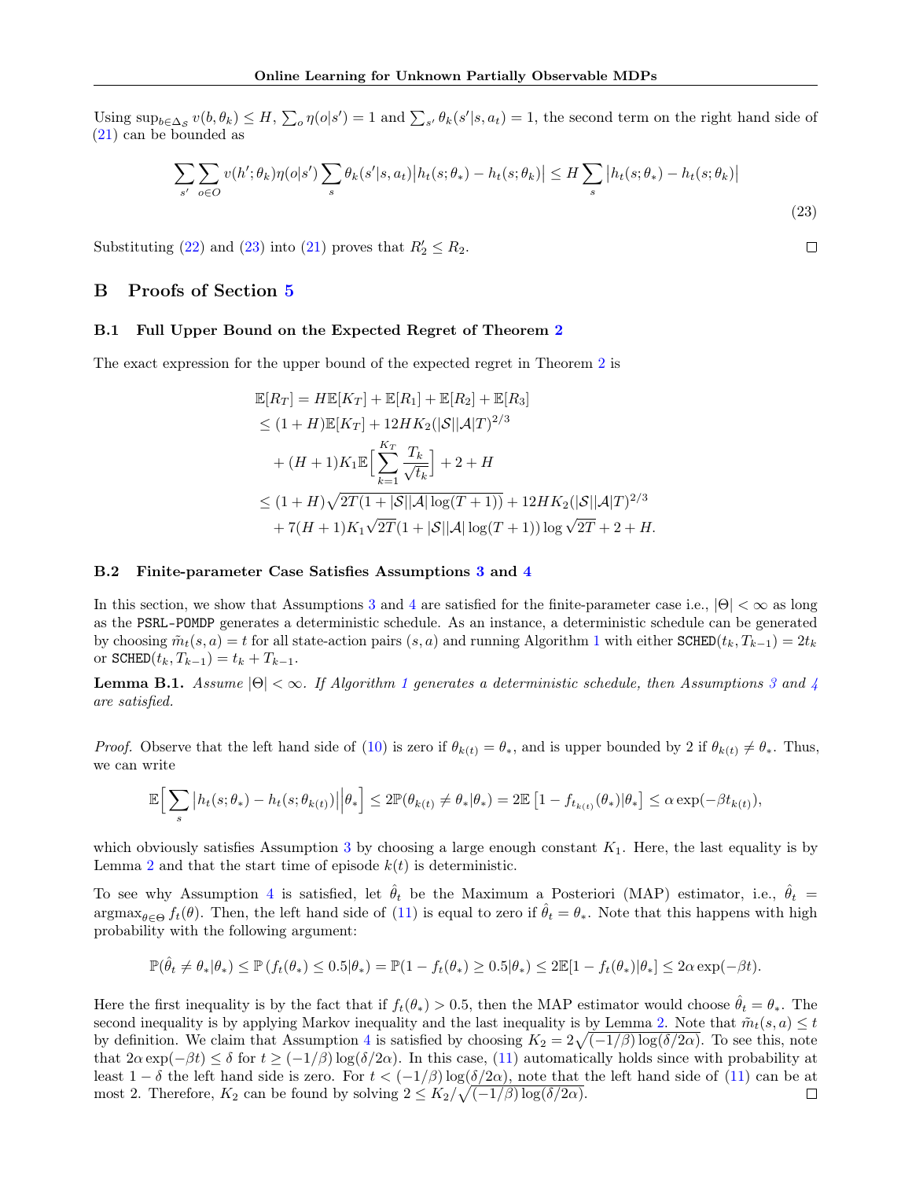Using $\sup_{b \in \Delta_S} v(b, \theta_k) \leq H$, $\sum_o \eta(o|s') = 1$ and $\sum_{s'} \theta_k(s'|s, a_t) = 1$, the second term on the right hand side of (21) can be bounded as

$$\sum_{s'} \sum_{o \in O} v(h'; \theta_k)\eta(o|s') \sum_s \theta_k(s'|s, a_t)\big|h_t(s; \theta_*) - h_t(s; \theta_k)\big| \leq H \sum_s \big|h_t(s; \theta_*) - h_t(s; \theta_k)\big| \tag{23}$$

Substituting (22) and (23) into (21) proves that $R_2' \leq R_2$. ◻

# B Proofs of Section 5

## B.1 Full Upper Bound on the Expected Regret of Theorem 2

The exact expression for the upper bound of the expected regret in Theorem 2 is

$$\begin{aligned}
\mathbb{E}[R_T] &= H\mathbb{E}[K_T] + \mathbb{E}[R_1] + \mathbb{E}[R_2] + \mathbb{E}[R_3] \\
&\leq (1+H)\mathbb{E}[K_T] + 12HK_2(|\mathcal{S}||\mathcal{A}|T)^{2/3} \\
&\quad + (H+1)K_1\mathbb{E}\Big[\sum_{k=1}^{K_T} \frac{T_k}{\sqrt{t_k}}\Big] + 2 + H \\
&\leq (1+H)\sqrt{2T(1+|\mathcal{S}||\mathcal{A}|\log(T+1))} + 12HK_2(|\mathcal{S}||\mathcal{A}|T)^{2/3} \\
&\quad + 7(H+1)K_1\sqrt{2T}(1+|\mathcal{S}||\mathcal{A}|\log(T+1))\log\sqrt{2T} + 2 + H.
\end{aligned}$$

## B.2 Finite-parameter Case Satisfies Assumptions 3 and 4

In this section, we show that Assumptions 3 and 4 are satisfied for the finite-parameter case i.e., $|\Theta| < \infty$ as long as the PSRL-POMDP generates a deterministic schedule. As an instance, a deterministic schedule can be generated by choosing $\tilde{m}_t(s, a) = t$ for all state-action pairs $(s, a)$ and running Algorithm 1 with either $\texttt{SCHED}(t_k, T_{k-1}) = 2t_k$ or $\texttt{SCHED}(t_k, T_{k-1}) = t_k + T_{k-1}$.

**Lemma B.1.** *Assume $|\Theta| < \infty$. If Algorithm 1 generates a deterministic schedule, then Assumptions 3 and 4 are satisfied.*

*Proof.* Observe that the left hand side of (10) is zero if $\theta_{k(t)} = \theta_*$, and is upper bounded by 2 if $\theta_{k(t)} \neq \theta_*$. Thus, we can write

$$\mathbb{E}\Big[\sum_s \big|h_t(s;\theta_*) - h_t(s;\theta_{k(t)})\big|\Big|\theta_*\Big] \leq 2\mathbb{P}(\theta_{k(t)} \neq \theta_*|\theta_*) = 2\mathbb{E}\left[1 - f_{t_{k(t)}}(\theta_*)|\theta_*\right] \leq \alpha\exp(-\beta t_{k(t)}),$$

which obviously satisfies Assumption 3 by choosing a large enough constant $K_1$. Here, the last equality is by Lemma 2 and that the start time of episode $k(t)$ is deterministic.

To see why Assumption 4 is satisfied, let $\hat{\theta}_t$ be the Maximum a Posteriori (MAP) estimator, i.e., $\hat{\theta}_t = \operatorname{argmax}_{\theta \in \Theta} f_t(\theta)$. Then, the left hand side of (11) is equal to zero if $\hat{\theta}_t = \theta_*$. Note that this happens with high probability with the following argument:

$$\mathbb{P}(\hat{\theta}_t \neq \theta_*|\theta_*) \leq \mathbb{P}\left(f_t(\theta_*) \leq 0.5|\theta_*\right) = \mathbb{P}(1 - f_t(\theta_*) \geq 0.5|\theta_*) \leq 2\mathbb{E}[1 - f_t(\theta_*)|\theta_*] \leq 2\alpha\exp(-\beta t).$$

Here the first inequality is by the fact that if $f_t(\theta_*) > 0.5$, then the MAP estimator would choose $\hat{\theta}_t = \theta_*$. The second inequality is by applying Markov inequality and the last inequality is by Lemma 2. Note that $\tilde{m}_t(s, a) \leq t$ by definition. We claim that Assumption 4 is satisfied by choosing $K_2 = 2\sqrt{(-1/\beta)\log(\delta/2\alpha)}$. To see this, note that $2\alpha\exp(-\beta t) \leq \delta$ for $t \geq (-1/\beta)\log(\delta/2\alpha)$. In this case, (11) automatically holds since with probability at least $1 - \delta$ the left hand side is zero. For $t < (-1/\beta)\log(\delta/2\alpha)$, note that the left hand side of (11) can be at most 2. Therefore, $K_2$ can be found by solving $2 \leq K_2/\sqrt{(-1/\beta)\log(\delta/2\alpha)}$. ◻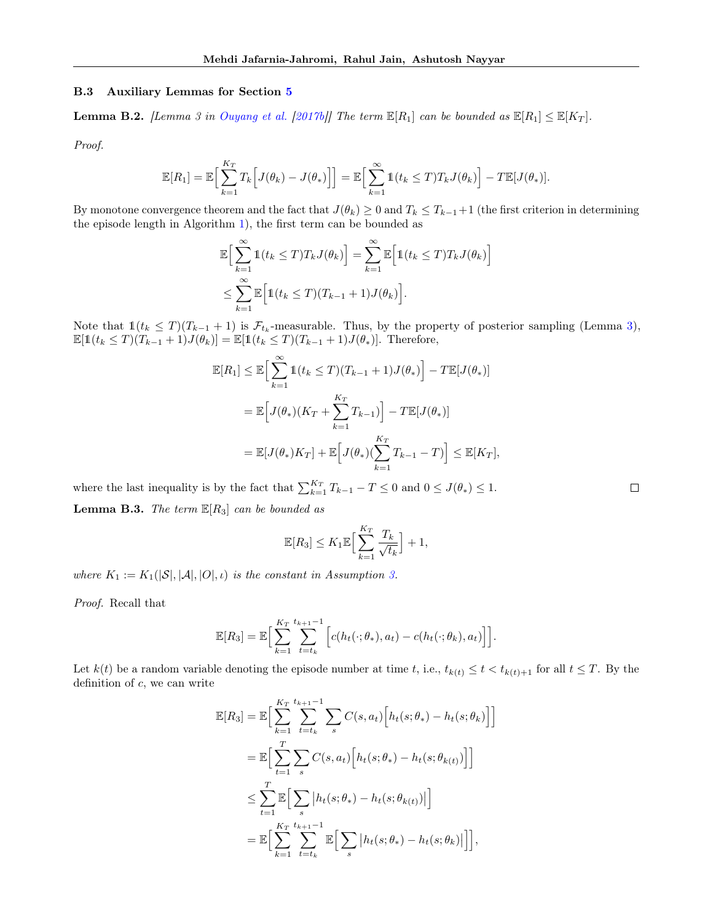### B.3 Auxiliary Lemmas for Section 5

**Lemma B.2.** *[Lemma 3 in Ouyang et al. [2017b]] The term $\mathbb{E}[R_1]$ can be bounded as $\mathbb{E}[R_1] \leq \mathbb{E}[K_T]$.*

*Proof.*

$$\mathbb{E}[R_1] = \mathbb{E}\Big[\sum_{k=1}^{K_T} T_k\Big[J(\theta_k) - J(\theta_*)\Big]\Big] = \mathbb{E}\Big[\sum_{k=1}^{\infty} \mathbb{1}(t_k \leq T) T_k J(\theta_k)\Big] - T\mathbb{E}[J(\theta_*)].$$

By monotone convergence theorem and the fact that $J(\theta_k) \geq 0$ and $T_k \leq T_{k-1}+1$ (the first criterion in determining the episode length in Algorithm 1), the first term can be bounded as

$$\begin{aligned}
\mathbb{E}\Big[\sum_{k=1}^{\infty} \mathbb{1}(t_k \leq T) T_k J(\theta_k)\Big] &= \sum_{k=1}^{\infty} \mathbb{E}\Big[\mathbb{1}(t_k \leq T) T_k J(\theta_k)\Big] \\
&\leq \sum_{k=1}^{\infty} \mathbb{E}\Big[\mathbb{1}(t_k \leq T)(T_{k-1}+1) J(\theta_k)\Big].
\end{aligned}$$

Note that $\mathbb{1}(t_k \leq T)(T_{k-1}+1)$ is $\mathcal{F}_{t_k}$-measurable. Thus, by the property of posterior sampling (Lemma 3), $\mathbb{E}[\mathbb{1}(t_k \leq T)(T_{k-1}+1)J(\theta_k)] = \mathbb{E}[\mathbb{1}(t_k \leq T)(T_{k-1}+1)J(\theta_*)]$. Therefore,

$$\begin{aligned}
\mathbb{E}[R_1] &\leq \mathbb{E}\Big[\sum_{k=1}^{\infty} \mathbb{1}(t_k \leq T)(T_{k-1}+1)J(\theta_*)\Big] - T\mathbb{E}[J(\theta_*)] \\
&= \mathbb{E}\Big[J(\theta_*)(K_T + \sum_{k=1}^{K_T} T_{k-1})\Big] - T\mathbb{E}[J(\theta_*)] \\
&= \mathbb{E}[J(\theta_*)K_T] + \mathbb{E}\Big[J(\theta_*)(\sum_{k=1}^{K_T} T_{k-1} - T)\Big] \leq \mathbb{E}[K_T],
\end{aligned}$$

where the last inequality is by the fact that $\sum_{k=1}^{K_T} T_{k-1} - T \leq 0$ and $0 \leq J(\theta_*) \leq 1$. $\square$

**Lemma B.3.** *The term $\mathbb{E}[R_3]$ can be bounded as*

$$\mathbb{E}[R_3] \leq K_1 \mathbb{E}\Big[\sum_{k=1}^{K_T} \frac{T_k}{\sqrt{t_k}}\Big] + 1,$$

*where $K_1 := K_1(|\mathcal{S}|, |\mathcal{A}|, |O|, \iota)$ is the constant in Assumption 3.*

*Proof.* Recall that

$$\mathbb{E}[R_3] = \mathbb{E}\Big[\sum_{k=1}^{K_T} \sum_{t=t_k}^{t_{k+1}-1} \Big[c(h_t(\cdot;\theta_*), a_t) - c(h_t(\cdot;\theta_k), a_t)\Big]\Big].$$

Let $k(t)$ be a random variable denoting the episode number at time $t$, i.e., $t_{k(t)} \leq t < t_{k(t)+1}$ for all $t \leq T$. By the definition of $c$, we can write

$$\begin{aligned}
\mathbb{E}[R_3] &= \mathbb{E}\Big[\sum_{k=1}^{K_T} \sum_{t=t_k}^{t_{k+1}-1} \sum_s C(s, a_t)\Big[h_t(s;\theta_*) - h_t(s;\theta_k)\Big]\Big] \\
&= \mathbb{E}\Big[\sum_{t=1}^{T} \sum_s C(s, a_t)\Big[h_t(s;\theta_*) - h_t(s;\theta_{k(t)})\Big]\Big] \\
&\leq \sum_{t=1}^{T} \mathbb{E}\Big[\sum_s \big|h_t(s;\theta_*) - h_t(s;\theta_{k(t)})\big|\Big] \\
&= \mathbb{E}\Big[\sum_{k=1}^{K_T} \sum_{t=t_k}^{t_{k+1}-1} \mathbb{E}\Big[\sum_s \big|h_t(s;\theta_*) - h_t(s;\theta_k)\big|\Big]\Big],
\end{aligned}$$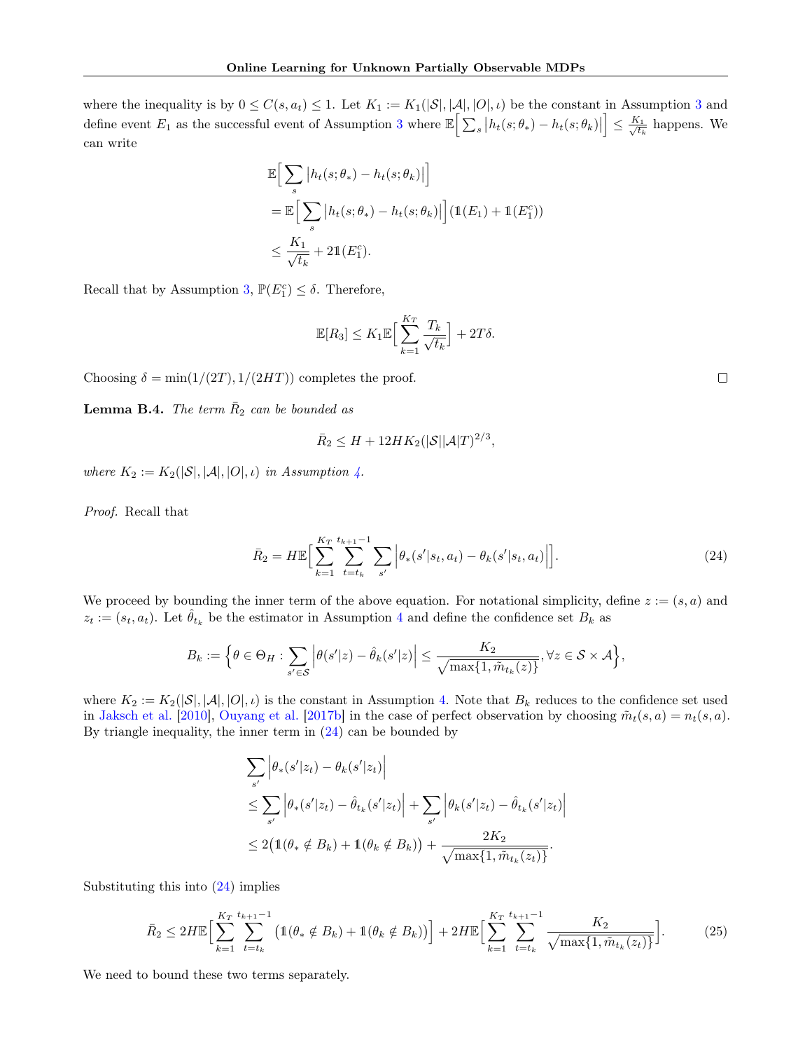where the inequality is by $0 \leq C(s, a_t) \leq 1$. Let $K_1 := K_1(|\mathcal{S}|, |\mathcal{A}|, |O|, \iota)$ be the constant in Assumption 3 and define event $E_1$ as the successful event of Assumption 3 where $\mathbb{E}\Big[\sum_s \big|h_t(s;\theta_*) - h_t(s;\theta_k)\big|\Big] \leq \frac{K_1}{\sqrt{t_k}}$ happens. We can write

$$
\begin{aligned}
&\mathbb{E}\Big[\sum_s \big|h_t(s;\theta_*) - h_t(s;\theta_k)\big|\Big] \\
&= \mathbb{E}\Big[\sum_s \big|h_t(s;\theta_*) - h_t(s;\theta_k)\big|\Big](\mathbb{1}(E_1) + \mathbb{1}(E_1^c)) \\
&\leq \frac{K_1}{\sqrt{t_k}} + 2\mathbb{1}(E_1^c).
\end{aligned}
$$

Recall that by Assumption 3, $\mathbb{P}(E_1^c) \leq \delta$. Therefore,

$$
\mathbb{E}[R_3] \leq K_1 \mathbb{E}\Big[\sum_{k=1}^{K_T} \frac{T_k}{\sqrt{t_k}}\Big] + 2T\delta.
$$

Choosing $\delta = \min(1/(2T), 1/(2HT))$ completes the proof. □

**Lemma B.4.** *The term $\bar{R}_2$ can be bounded as*

$$
\bar{R}_2 \leq H + 12HK_2(|\mathcal{S}||\mathcal{A}|T)^{2/3},
$$

*where $K_2 := K_2(|\mathcal{S}|, |\mathcal{A}|, |O|, \iota)$ in Assumption 4.*

*Proof.* Recall that

$$
\bar{R}_2 = H\mathbb{E}\Big[\sum_{k=1}^{K_T} \sum_{t=t_k}^{t_{k+1}-1} \sum_{s'} \Big|\theta_*(s'|s_t, a_t) - \theta_k(s'|s_t, a_t)\Big|\Big]. \tag{24}
$$

We proceed by bounding the inner term of the above equation. For notational simplicity, define $z := (s, a)$ and $z_t := (s_t, a_t)$. Let $\hat{\theta}_{t_k}$ be the estimator in Assumption 4 and define the confidence set $B_k$ as

$$
B_k := \Big\{\theta \in \Theta_H : \sum_{s' \in \mathcal{S}} \Big|\theta(s'|z) - \hat{\theta}_k(s'|z)\Big| \leq \frac{K_2}{\sqrt{\max\{1, \tilde{m}_{t_k}(z)\}}}, \forall z \in \mathcal{S} \times \mathcal{A}\Big\},
$$

where $K_2 := K_2(|\mathcal{S}|, |\mathcal{A}|, |O|, \iota)$ is the constant in Assumption 4. Note that $B_k$ reduces to the confidence set used in Jaksch et al. [2010], Ouyang et al. [2017b] in the case of perfect observation by choosing $\tilde{m}_t(s, a) = n_t(s, a)$. By triangle inequality, the inner term in (24) can be bounded by

$$
\begin{aligned}
&\sum_{s'} \Big|\theta_*(s'|z_t) - \theta_k(s'|z_t)\Big| \\
&\leq \sum_{s'} \Big|\theta_*(s'|z_t) - \hat{\theta}_{t_k}(s'|z_t)\Big| + \sum_{s'} \Big|\theta_k(s'|z_t) - \hat{\theta}_{t_k}(s'|z_t)\Big| \\
&\leq 2\big(\mathbb{1}(\theta_* \notin B_k) + \mathbb{1}(\theta_k \notin B_k)\big) + \frac{2K_2}{\sqrt{\max\{1, \tilde{m}_{t_k}(z_t)\}}}.
\end{aligned}
$$

Substituting this into (24) implies

$$
\bar{R}_2 \leq 2H\mathbb{E}\Big[\sum_{k=1}^{K_T} \sum_{t=t_k}^{t_{k+1}-1} \big(\mathbb{1}(\theta_* \notin B_k) + \mathbb{1}(\theta_k \notin B_k)\big)\Big] + 2H\mathbb{E}\Big[\sum_{k=1}^{K_T} \sum_{t=t_k}^{t_{k+1}-1} \frac{K_2}{\sqrt{\max\{1, \tilde{m}_{t_k}(z_t)\}}}\Big]. \tag{25}
$$

We need to bound these two terms separately.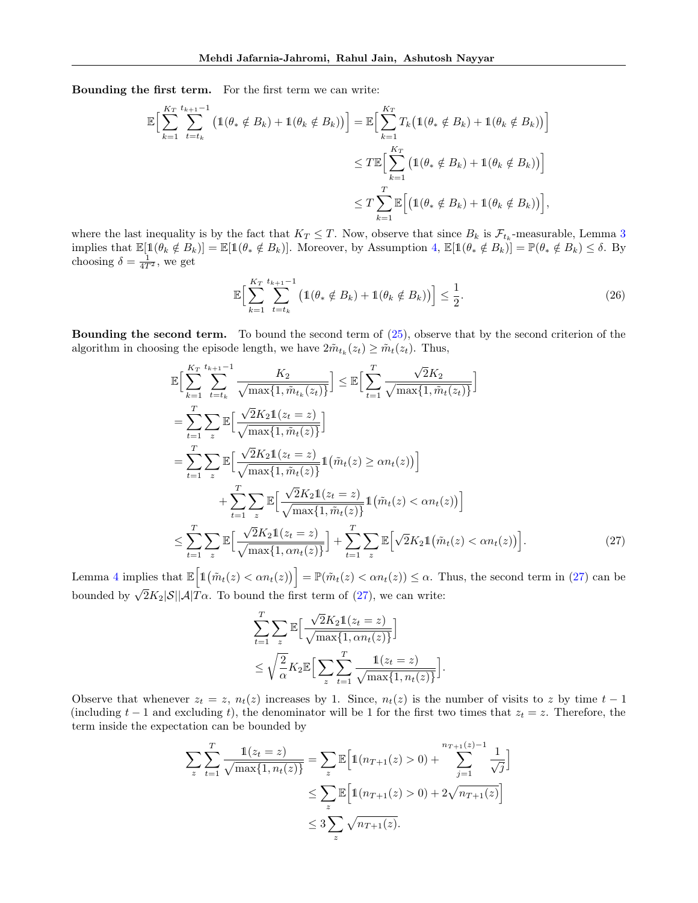**Bounding the first term.** For the first term we can write:

$$
\begin{aligned}
\mathbb{E}\Big[\sum_{k=1}^{K_T}\sum_{t=t_k}^{t_{k+1}-1}\big(\mathbb{1}(\theta_* \notin B_k) + \mathbb{1}(\theta_k \notin B_k)\big)\Big] &= \mathbb{E}\Big[\sum_{k=1}^{K_T} T_k\big(\mathbb{1}(\theta_* \notin B_k) + \mathbb{1}(\theta_k \notin B_k)\big)\Big] \\
&\leq T\mathbb{E}\Big[\sum_{k=1}^{K_T}\big(\mathbb{1}(\theta_* \notin B_k) + \mathbb{1}(\theta_k \notin B_k)\big)\Big] \\
&\leq T\sum_{k=1}^{T}\mathbb{E}\Big[\big(\mathbb{1}(\theta_* \notin B_k) + \mathbb{1}(\theta_k \notin B_k)\big)\Big],
\end{aligned}
$$

where the last inequality is by the fact that $K_T \leq T$. Now, observe that since $B_k$ is $\mathcal{F}_{t_k}$-measurable, Lemma 3 implies that $\mathbb{E}[\mathbb{1}(\theta_k \notin B_k)] = \mathbb{E}[\mathbb{1}(\theta_* \notin B_k)]$. Moreover, by Assumption 4, $\mathbb{E}[\mathbb{1}(\theta_* \notin B_k)] = \mathbb{P}(\theta_* \notin B_k) \leq \delta$. By choosing $\delta = \frac{1}{4T^2}$, we get

$$
\mathbb{E}\Big[\sum_{k=1}^{K_T}\sum_{t=t_k}^{t_{k+1}-1}\big(\mathbb{1}(\theta_* \notin B_k) + \mathbb{1}(\theta_k \notin B_k)\big)\Big] \leq \frac{1}{2}. \tag{26}
$$

**Bounding the second term.** To bound the second term of (25), observe that by the second criterion of the algorithm in choosing the episode length, we have $2\tilde{m}_{t_k}(z_t) \geq \tilde{m}_t(z_t)$. Thus,

$$
\begin{aligned}
&\mathbb{E}\Big[\sum_{k=1}^{K_T}\sum_{t=t_k}^{t_{k+1}-1}\frac{K_2}{\sqrt{\max\{1, \tilde{m}_{t_k}(z_t)\}}}\Big] \leq \mathbb{E}\Big[\sum_{t=1}^{T}\frac{\sqrt{2}K_2}{\sqrt{\max\{1, \tilde{m}_t(z_t)\}}}\Big] \\
&= \sum_{t=1}^{T}\sum_{z}\mathbb{E}\Big[\frac{\sqrt{2}K_2\mathbb{1}(z_t = z)}{\sqrt{\max\{1, \tilde{m}_t(z)\}}}\Big] \\
&= \sum_{t=1}^{T}\sum_{z}\mathbb{E}\Big[\frac{\sqrt{2}K_2\mathbb{1}(z_t = z)}{\sqrt{\max\{1, \tilde{m}_t(z)\}}}\mathbb{1}\big(\tilde{m}_t(z) \geq \alpha n_t(z)\big)\Big] \\
&\qquad + \sum_{t=1}^{T}\sum_{z}\mathbb{E}\Big[\frac{\sqrt{2}K_2\mathbb{1}(z_t = z)}{\sqrt{\max\{1, \tilde{m}_t(z)\}}}\mathbb{1}\big(\tilde{m}_t(z) < \alpha n_t(z)\big)\Big] \\
&\leq \sum_{t=1}^{T}\sum_{z}\mathbb{E}\Big[\frac{\sqrt{2}K_2\mathbb{1}(z_t = z)}{\sqrt{\max\{1, \alpha n_t(z)\}}}\Big] + \sum_{t=1}^{T}\sum_{z}\mathbb{E}\Big[\sqrt{2}K_2\mathbb{1}\big(\tilde{m}_t(z) < \alpha n_t(z)\big)\Big].
\end{aligned} \tag{27}
$$

Lemma 4 implies that $\mathbb{E}\Big[\mathbb{1}\big(\tilde{m}_t(z) < \alpha n_t(z)\big)\Big] = \mathbb{P}(\tilde{m}_t(z) < \alpha n_t(z)) \leq \alpha$. Thus, the second term in (27) can be bounded by $\sqrt{2}K_2|\mathcal{S}||\mathcal{A}|T\alpha$. To bound the first term of (27), we can write:

$$
\begin{aligned}
&\sum_{t=1}^{T}\sum_{z}\mathbb{E}\Big[\frac{\sqrt{2}K_2\mathbb{1}(z_t = z)}{\sqrt{\max\{1, \alpha n_t(z)\}}}\Big] \\
&\leq \sqrt{\frac{2}{\alpha}}K_2\mathbb{E}\Big[\sum_{z}\sum_{t=1}^{T}\frac{\mathbb{1}(z_t = z)}{\sqrt{\max\{1, n_t(z)\}}}\Big].
\end{aligned}
$$

Observe that whenever $z_t = z$, $n_t(z)$ increases by 1. Since, $n_t(z)$ is the number of visits to $z$ by time $t-1$ (including $t-1$ and excluding $t$), the denominator will be 1 for the first two times that $z_t = z$. Therefore, the term inside the expectation can be bounded by

$$
\begin{aligned}
\sum_{z}\sum_{t=1}^{T}\frac{\mathbb{1}(z_t = z)}{\sqrt{\max\{1, n_t(z)\}}} &= \sum_{z}\mathbb{E}\Big[\mathbb{1}(n_{T+1}(z) > 0) + \sum_{j=1}^{n_{T+1}(z)-1}\frac{1}{\sqrt{j}}\Big] \\
&\leq \sum_{z}\mathbb{E}\Big[\mathbb{1}(n_{T+1}(z) > 0) + 2\sqrt{n_{T+1}(z)}\Big] \\
&\leq 3\sum_{z}\sqrt{n_{T+1}(z)}.
\end{aligned}
$$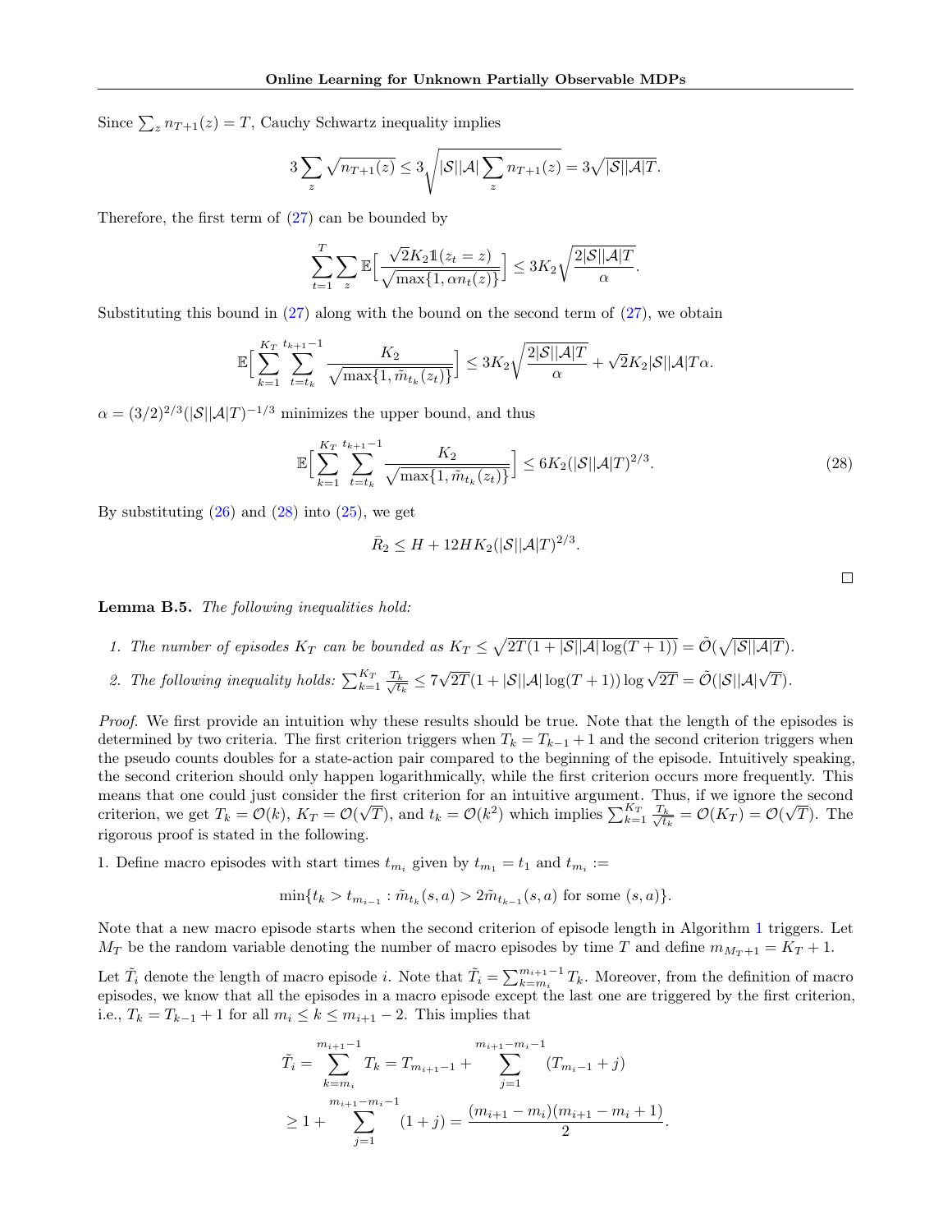Since $\sum_z n_{T+1}(z) = T$, Cauchy Schwartz inequality implies

$$3\sum_z \sqrt{n_{T+1}(z)} \leq 3\sqrt{|\mathcal{S}||\mathcal{A}|\sum_z n_{T+1}(z)} = 3\sqrt{|\mathcal{S}||\mathcal{A}|T}.$$

Therefore, the first term of (27) can be bounded by

$$\sum_{t=1}^{T}\sum_z \mathbb{E}\Big[\frac{\sqrt{2}K_2 \mathbb{1}(z_t = z)}{\sqrt{\max\{1, \alpha n_t(z)\}}}\Big] \leq 3K_2\sqrt{\frac{2|\mathcal{S}||\mathcal{A}|T}{\alpha}}.$$

Substituting this bound in (27) along with the bound on the second term of (27), we obtain

$$\mathbb{E}\Big[\sum_{k=1}^{K_T}\sum_{t=t_k}^{t_{k+1}-1}\frac{K_2}{\sqrt{\max\{1, \tilde{m}_{t_k}(z_t)\}}}\Big] \leq 3K_2\sqrt{\frac{2|\mathcal{S}||\mathcal{A}|T}{\alpha}} + \sqrt{2}K_2|\mathcal{S}||\mathcal{A}|T\alpha.$$

$\alpha = (3/2)^{2/3}(|\mathcal{S}||\mathcal{A}|T)^{-1/3}$ minimizes the upper bound, and thus

$$\mathbb{E}\Big[\sum_{k=1}^{K_T}\sum_{t=t_k}^{t_{k+1}-1}\frac{K_2}{\sqrt{\max\{1, \tilde{m}_{t_k}(z_t)\}}}\Big] \leq 6K_2(|\mathcal{S}||\mathcal{A}|T)^{2/3}. \tag{28}$$

By substituting (26) and (28) into (25), we get

$$\bar{R}_2 \leq H + 12HK_2(|\mathcal{S}||\mathcal{A}|T)^{2/3}.$$

□

**Lemma B.5.** *The following inequalities hold:*

1. *The number of episodes $K_T$ can be bounded as $K_T \leq \sqrt{2T(1 + |\mathcal{S}||\mathcal{A}|\log(T+1))} = \tilde{\mathcal{O}}(\sqrt{|\mathcal{S}||\mathcal{A}|T})$.*
2. *The following inequality holds: $\sum_{k=1}^{K_T}\frac{T_k}{\sqrt{t_k}} \leq 7\sqrt{2T}(1 + |\mathcal{S}||\mathcal{A}|\log(T+1))\log\sqrt{2T} = \tilde{\mathcal{O}}(|\mathcal{S}||\mathcal{A}|\sqrt{T})$.*

*Proof.* We first provide an intuition why these results should be true. Note that the length of the episodes is determined by two criteria. The first criterion triggers when $T_k = T_{k-1}+1$ and the second criterion triggers when the pseudo counts doubles for a state-action pair compared to the beginning of the episode. Intuitively speaking, the second criterion should only happen logarithmically, while the first criterion occurs more frequently. This means that one could just consider the first criterion for an intuitive argument. Thus, if we ignore the second criterion, we get $T_k = \mathcal{O}(k)$, $K_T = \mathcal{O}(\sqrt{T})$, and $t_k = \mathcal{O}(k^2)$ which implies $\sum_{k=1}^{K_T}\frac{T_k}{\sqrt{t_k}} = \mathcal{O}(K_T) = \mathcal{O}(\sqrt{T})$. The rigorous proof is stated in the following.

1. Define macro episodes with start times $t_{m_i}$ given by $t_{m_1} = t_1$ and $t_{m_i} :=$

$$\min\{t_k > t_{m_{i-1}} : \tilde{m}_{t_k}(s,a) > 2\tilde{m}_{t_{k-1}}(s,a) \text{ for some } (s,a)\}.$$

Note that a new macro episode starts when the second criterion of episode length in Algorithm 1 triggers. Let $M_T$ be the random variable denoting the number of macro episodes by time $T$ and define $m_{M_T+1} = K_T + 1$.

Let $\tilde{T}_i$ denote the length of macro episode $i$. Note that $\tilde{T}_i = \sum_{k=m_i}^{m_{i+1}-1}T_k$. Moreover, from the definition of macro episodes, we know that all the episodes in a macro episode except the last one are triggered by the first criterion, i.e., $T_k = T_{k-1}+1$ for all $m_i \leq k \leq m_{i+1}-2$. This implies that

$$\begin{aligned}
\tilde{T}_i = \sum_{k=m_i}^{m_{i+1}-1}T_k &= T_{m_{i+1}-1} + \sum_{j=1}^{m_{i+1}-m_i-1}(T_{m_i-1}+j) \\
&\geq 1 + \sum_{j=1}^{m_{i+1}-m_i-1}(1+j) = \frac{(m_{i+1}-m_i)(m_{i+1}-m_i+1)}{2}.
\end{aligned}$$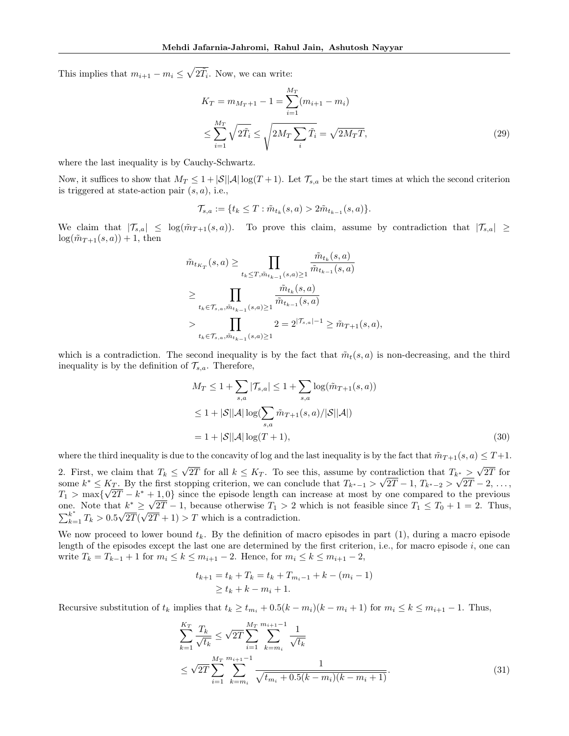This implies that $m_{i+1} - m_i \leq \sqrt{2\tilde{T}_i}$. Now, we can write:

$$
\begin{aligned}
K_T = m_{M_T+1} - 1 &= \sum_{i=1}^{M_T} (m_{i+1} - m_i) \\
&\leq \sum_{i=1}^{M_T} \sqrt{2\tilde{T}_i} \leq \sqrt{2M_T \sum_i \tilde{T}_i} = \sqrt{2M_T T},
\end{aligned} \tag{29}
$$

where the last inequality is by Cauchy-Schwartz.

Now, it suffices to show that $M_T \leq 1 + |\mathcal{S}||\mathcal{A}| \log(T+1)$. Let $\mathcal{T}_{s,a}$ be the start times at which the second criterion is triggered at state-action pair $(s,a)$, i.e.,

$$
\mathcal{T}_{s,a} := \{t_k \leq T : \tilde{m}_{t_k}(s,a) > 2\tilde{m}_{t_{k-1}}(s,a)\}.
$$

We claim that $|\mathcal{T}_{s,a}| \leq \log(\tilde{m}_{T+1}(s,a))$. To prove this claim, assume by contradiction that $|\mathcal{T}_{s,a}| \geq \log(\tilde{m}_{T+1}(s,a)) + 1$, then

$$
\begin{aligned}
\tilde{m}_{t_{K_T}}(s,a) &\geq \prod_{t_k \leq T, \tilde{m}_{t_{k-1}}(s,a) \geq 1} \frac{\tilde{m}_{t_k}(s,a)}{\tilde{m}_{t_{k-1}}(s,a)} \\
&\geq \prod_{t_k \in \mathcal{T}_{s,a}, \tilde{m}_{t_{k-1}}(s,a) \geq 1} \frac{\tilde{m}_{t_k}(s,a)}{\tilde{m}_{t_{k-1}}(s,a)} \\
&> \prod_{t_k \in \mathcal{T}_{s,a}, \tilde{m}_{t_{k-1}}(s,a) \geq 1} 2 = 2^{|\mathcal{T}_{s,a}|-1} \geq \tilde{m}_{T+1}(s,a),
\end{aligned}
$$

which is a contradiction. The second inequality is by the fact that $\tilde{m}_t(s,a)$ is non-decreasing, and the third inequality is by the definition of $\mathcal{T}_{s,a}$. Therefore,

$$
\begin{aligned}
M_T &\leq 1 + \sum_{s,a} |\mathcal{T}_{s,a}| \leq 1 + \sum_{s,a} \log(\tilde{m}_{T+1}(s,a)) \\
&\leq 1 + |\mathcal{S}||\mathcal{A}| \log\left(\sum_{s,a} \tilde{m}_{T+1}(s,a)/|\mathcal{S}||\mathcal{A}|\right) \\
&= 1 + |\mathcal{S}||\mathcal{A}| \log(T+1),
\end{aligned} \tag{30}
$$

where the third inequality is due to the concavity of log and the last inequality is by the fact that $\tilde{m}_{T+1}(s,a) \leq T+1$.

2. First, we claim that $T_k \leq \sqrt{2T}$ for all $k \leq K_T$. To see this, assume by contradiction that $T_{k^*} > \sqrt{2T}$ for some $k^* \leq K_T$. By the first stopping criterion, we can conclude that $T_{k^*-1} > \sqrt{2T} - 1$, $T_{k^*-2} > \sqrt{2T} - 2$, ..., $T_1 > \max\{\sqrt{2T} - k^* + 1, 0\}$ since the episode length can increase at most by one compared to the previous one. Note that $k^* \geq \sqrt{2T} - 1$, because otherwise $T_1 > 2$ which is not feasible since $T_1 \leq T_0 + 1 = 2$. Thus, $\sum_{k=1}^{k^*} T_k > 0.5\sqrt{2T}(\sqrt{2T} + 1) > T$ which is a contradiction.

We now proceed to lower bound $t_k$. By the definition of macro episodes in part (1), during a macro episode length of the episodes except the last one are determined by the first criterion, i.e., for macro episode $i$, one can write $T_k = T_{k-1} + 1$ for $m_i \leq k \leq m_{i+1} - 2$. Hence, for $m_i \leq k \leq m_{i+1} - 2$,

$$
\begin{aligned}
t_{k+1} = t_k + T_k &= t_k + T_{m_i - 1} + k - (m_i - 1) \\
&\geq t_k + k - m_i + 1.
\end{aligned}
$$

Recursive substitution of $t_k$ implies that $t_k \geq t_{m_i} + 0.5(k - m_i)(k - m_i + 1)$ for $m_i \leq k \leq m_{i+1} - 1$. Thus,

$$
\begin{aligned}
\sum_{k=1}^{K_T} \frac{T_k}{\sqrt{t_k}} &\leq \sqrt{2T} \sum_{i=1}^{M_T} \sum_{k=m_i}^{m_{i+1}-1} \frac{1}{\sqrt{t_k}} \\
&\leq \sqrt{2T} \sum_{i=1}^{M_T} \sum_{k=m_i}^{m_{i+1}-1} \frac{1}{\sqrt{t_{m_i} + 0.5(k - m_i)(k - m_i + 1)}}.
\end{aligned} \tag{31}
$$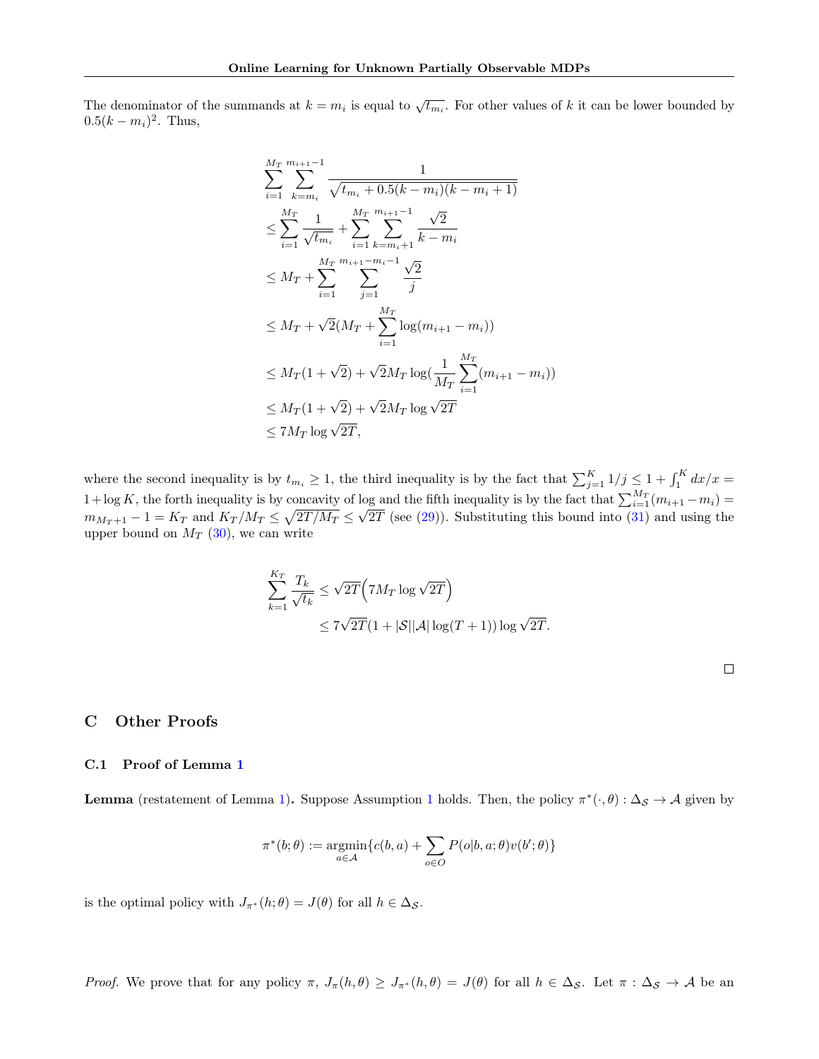The denominator of the summands at $k = m_i$ is equal to $\sqrt{t_{m_i}}$. For other values of $k$ it can be lower bounded by $0.5(k - m_i)^2$. Thus,

$$
\begin{aligned}
&\sum_{i=1}^{M_T} \sum_{k=m_i}^{m_{i+1}-1} \frac{1}{\sqrt{t_{m_i} + 0.5(k-m_i)(k-m_i+1)}} \\
&\leq \sum_{i=1}^{M_T} \frac{1}{\sqrt{t_{m_i}}} + \sum_{i=1}^{M_T} \sum_{k=m_i+1}^{m_{i+1}-1} \frac{\sqrt{2}}{k-m_i} \\
&\leq M_T + \sum_{i=1}^{M_T} \sum_{j=1}^{m_{i+1}-m_i-1} \frac{\sqrt{2}}{j} \\
&\leq M_T + \sqrt{2}(M_T + \sum_{i=1}^{M_T} \log(m_{i+1} - m_i)) \\
&\leq M_T(1+\sqrt{2}) + \sqrt{2} M_T \log(\frac{1}{M_T} \sum_{i=1}^{M_T} (m_{i+1} - m_i)) \\
&\leq M_T(1+\sqrt{2}) + \sqrt{2} M_T \log \sqrt{2T} \\
&\leq 7 M_T \log \sqrt{2T},
\end{aligned}
$$

where the second inequality is by $t_{m_i} \geq 1$, the third inequality is by the fact that $\sum_{j=1}^{K} 1/j \leq 1 + \int_1^K dx/x = 1 + \log K$, the forth inequality is by concavity of log and the fifth inequality is by the fact that $\sum_{i=1}^{M_T}(m_{i+1} - m_i) = m_{M_T+1} - 1 = K_T$ and $K_T/M_T \leq \sqrt{2T/M_T} \leq \sqrt{2T}$ (see (29)). Substituting this bound into (31) and using the upper bound on $M_T$ (30), we can write

$$
\begin{aligned}
\sum_{k=1}^{K_T} \frac{T_k}{\sqrt{t_k}} &\leq \sqrt{2T}\Big(7 M_T \log \sqrt{2T}\Big) \\
&\leq 7\sqrt{2T}(1 + |\mathcal{S}||\mathcal{A}| \log(T+1)) \log \sqrt{2T}.
\end{aligned}
$$

□

## C Other Proofs

### C.1 Proof of Lemma 1

**Lemma** (restatement of Lemma 1)**.** Suppose Assumption 1 holds. Then, the policy $\pi^*(\cdot, \theta) : \Delta_{\mathcal{S}} \to \mathcal{A}$ given by

$$
\pi^*(b; \theta) := \operatorname*{argmin}_{a \in \mathcal{A}} \{c(b, a) + \sum_{o \in O} P(o|b, a; \theta) v(b'; \theta)\}
$$

is the optimal policy with $J_{\pi^*}(h; \theta) = J(\theta)$ for all $h \in \Delta_{\mathcal{S}}$.

*Proof.* We prove that for any policy $\pi$, $J_\pi(h, \theta) \geq J_{\pi^*}(h, \theta) = J(\theta)$ for all $h \in \Delta_{\mathcal{S}}$. Let $\pi : \Delta_{\mathcal{S}} \to \mathcal{A}$ be an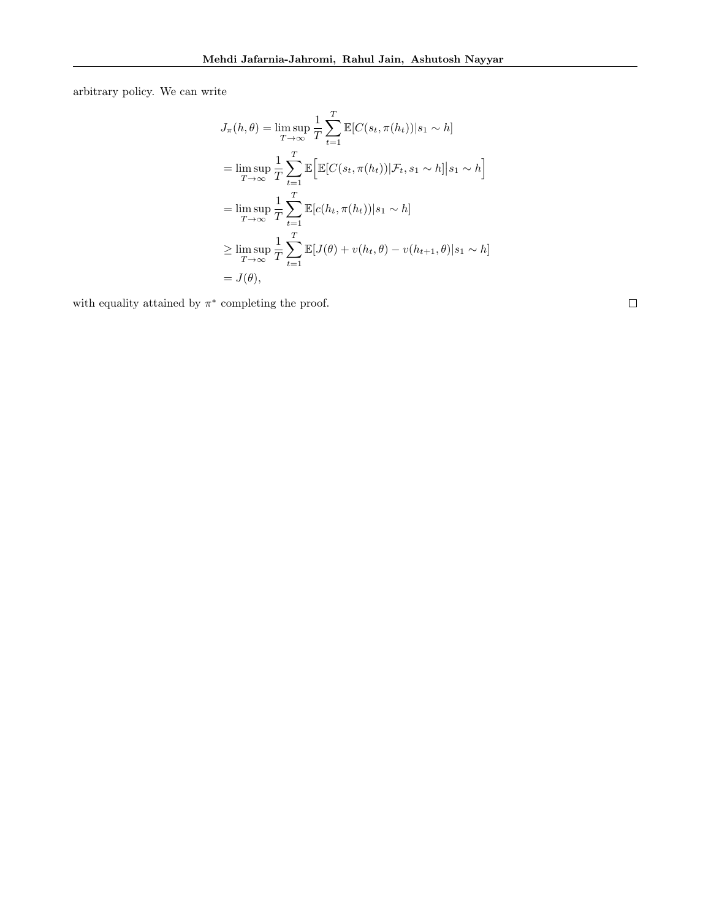arbitrary policy. We can write

$$
\begin{aligned}
J_\pi(h, \theta) &= \limsup_{T \to \infty} \frac{1}{T} \sum_{t=1}^{T} \mathbb{E}[C(s_t, \pi(h_t)) | s_1 \sim h] \\
&= \limsup_{T \to \infty} \frac{1}{T} \sum_{t=1}^{T} \mathbb{E}\Big[\mathbb{E}[C(s_t, \pi(h_t)) | \mathcal{F}_t, s_1 \sim h] \Big| s_1 \sim h\Big] \\
&= \limsup_{T \to \infty} \frac{1}{T} \sum_{t=1}^{T} \mathbb{E}[c(h_t, \pi(h_t)) | s_1 \sim h] \\
&\geq \limsup_{T \to \infty} \frac{1}{T} \sum_{t=1}^{T} \mathbb{E}[J(\theta) + v(h_t, \theta) - v(h_{t+1}, \theta) | s_1 \sim h] \\
&= J(\theta),
\end{aligned}
$$

with equality attained by $\pi^*$ completing the proof. □